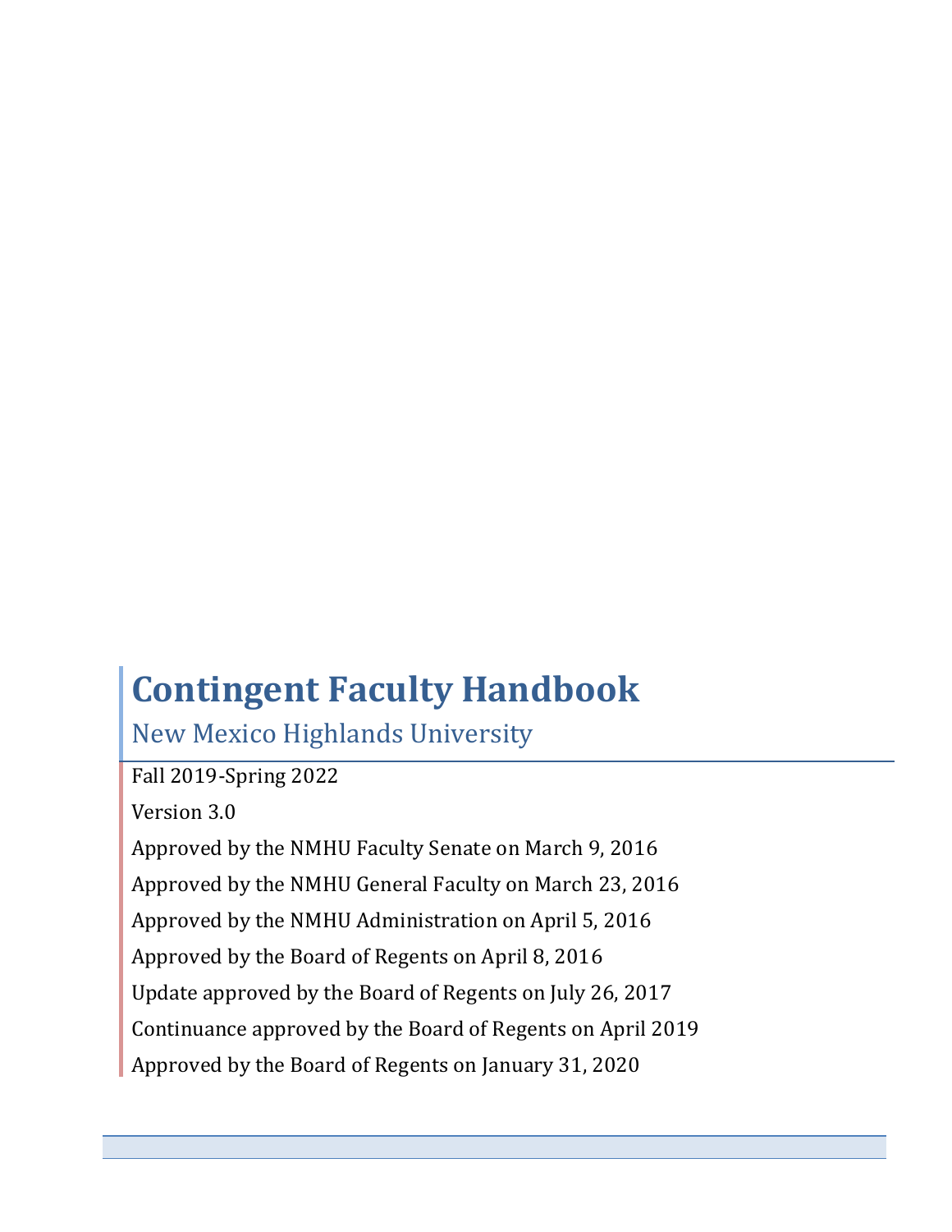# Contingent Faculty Handbook

## New Mexico Highlands University

Fall 2019-Spring 2022

Version 3.0

Approved by the NMHU Faculty Senate on March 9, 2016

Approved by the NMHU General Faculty on March 23, 2016

Approved by the NMHU Administration on April 5, 2016

Approved by the Board of Regents on April 8, 2016

Update approved by the Board of Regents on July 26, 2017

Continuance approved by the Board of Regents on April 2019

Approved by the Board of Regents on January 31, 2020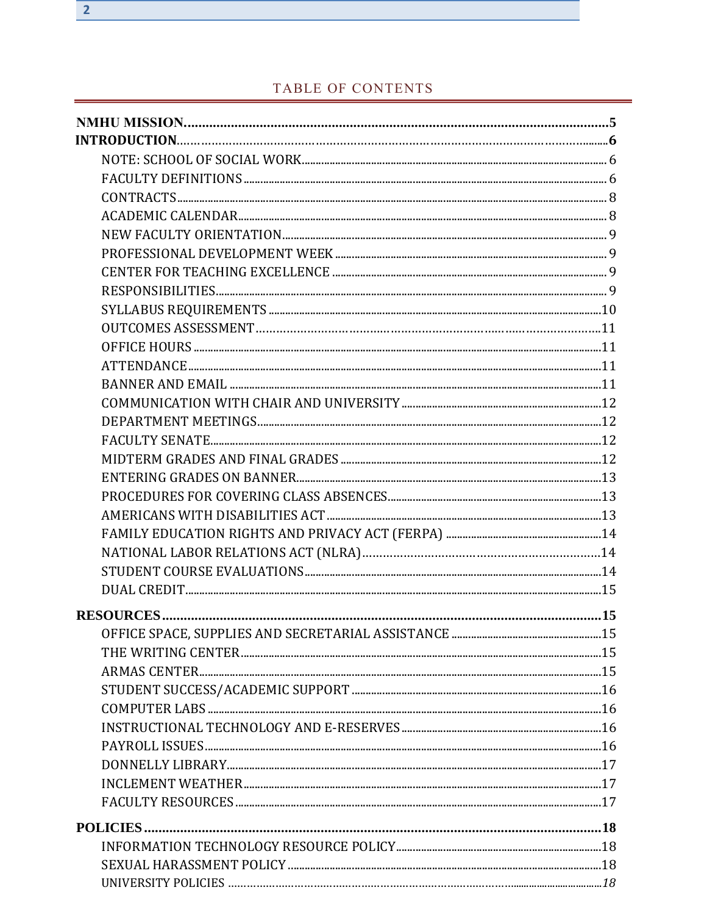# TABLE OF CONTENTS

**NMHU MISSION**......5

**INTRODUCTION**......6

- NOTE: SCHOOL OF SOCIAL WORK......6
- FACULTY DEFINITIONS......6
- CONTRACTS......8
- ACADEMIC CALENDAR......8
- NEW FACULTY ORIENTATION......9
- PROFESSIONAL DEVELOPMENT WEEK......9
- CENTER FOR TEACHING EXCELLENCE......9
- RESPONSIBILITIES......9
- SYLLABUS REQUIREMENTS......10
- OUTCOMES ASSESSMENT......11
- OFFICE HOURS......11
- ATTENDANCE......11
- BANNER AND EMAIL......11
- COMMUNICATION WITH CHAIR AND UNIVERSITY......12
- DEPARTMENT MEETINGS......12
- FACULTY SENATE......12
- MIDTERM GRADES AND FINAL GRADES......12
- ENTERING GRADES ON BANNER......13
- PROCEDURES FOR COVERING CLASS ABSENCES......13
- AMERICANS WITH DISABILITIES ACT......13
- FAMILY EDUCATION RIGHTS AND PRIVACY ACT (FERPA)......14
- NATIONAL LABOR RELATIONS ACT (NLRA)......14
- STUDENT COURSE EVALUATIONS......14
- DUAL CREDIT......15

**RESOURCES**......15

- OFFICE SPACE, SUPPLIES AND SECRETARIAL ASSISTANCE......15
- THE WRITING CENTER......15
- ARMAS CENTER......15
- STUDENT SUCCESS/ACADEMIC SUPPORT......16
- COMPUTER LABS......16
- INSTRUCTIONAL TECHNOLOGY AND E-RESERVES......16
- PAYROLL ISSUES......16
- DONNELLY LIBRARY......17
- INCLEMENT WEATHER......17
- FACULTY RESOURCES......17

**POLICIES**......18

- INFORMATION TECHNOLOGY RESOURCE POLICY......18
- SEXUAL HARASSMENT POLICY......18
- UNIVERSITY POLICIES......*18*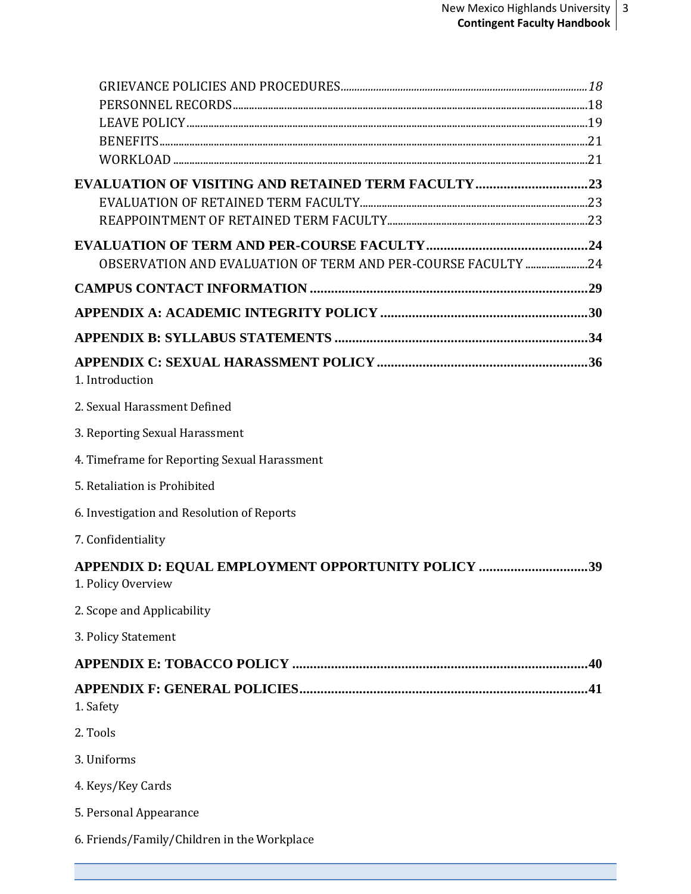GRIEVANCE POLICIES AND PROCEDURES ... *18*
PERSONNEL RECORDS ... 18
LEAVE POLICY ... 19
BENEFITS ... 21
WORKLOAD ... 21

**EVALUATION OF VISITING AND RETAINED TERM FACULTY ... 23**
EVALUATION OF RETAINED TERM FACULTY ... 23
REAPPOINTMENT OF RETAINED TERM FACULTY ... 23

**EVALUATION OF TERM AND PER-COURSE FACULTY ... 24**
OBSERVATION AND EVALUATION OF TERM AND PER-COURSE FACULTY ... 24

**CAMPUS CONTACT INFORMATION ... 29**

**APPENDIX A: ACADEMIC INTEGRITY POLICY ... 30**

**APPENDIX B: SYLLABUS STATEMENTS ... 34**

**APPENDIX C: SEXUAL HARASSMENT POLICY ... 36**

1. Introduction
2. Sexual Harassment Defined
3. Reporting Sexual Harassment
4. Timeframe for Reporting Sexual Harassment
5. Retaliation is Prohibited
6. Investigation and Resolution of Reports
7. Confidentiality

**APPENDIX D: EQUAL EMPLOYMENT OPPORTUNITY POLICY ... 39**

1. Policy Overview
2. Scope and Applicability
3. Policy Statement

**APPENDIX E: TOBACCO POLICY ... 40**

**APPENDIX F: GENERAL POLICIES ... 41**

1. Safety
2. Tools
3. Uniforms
4. Keys/Key Cards
5. Personal Appearance
6. Friends/Family/Children in the Workplace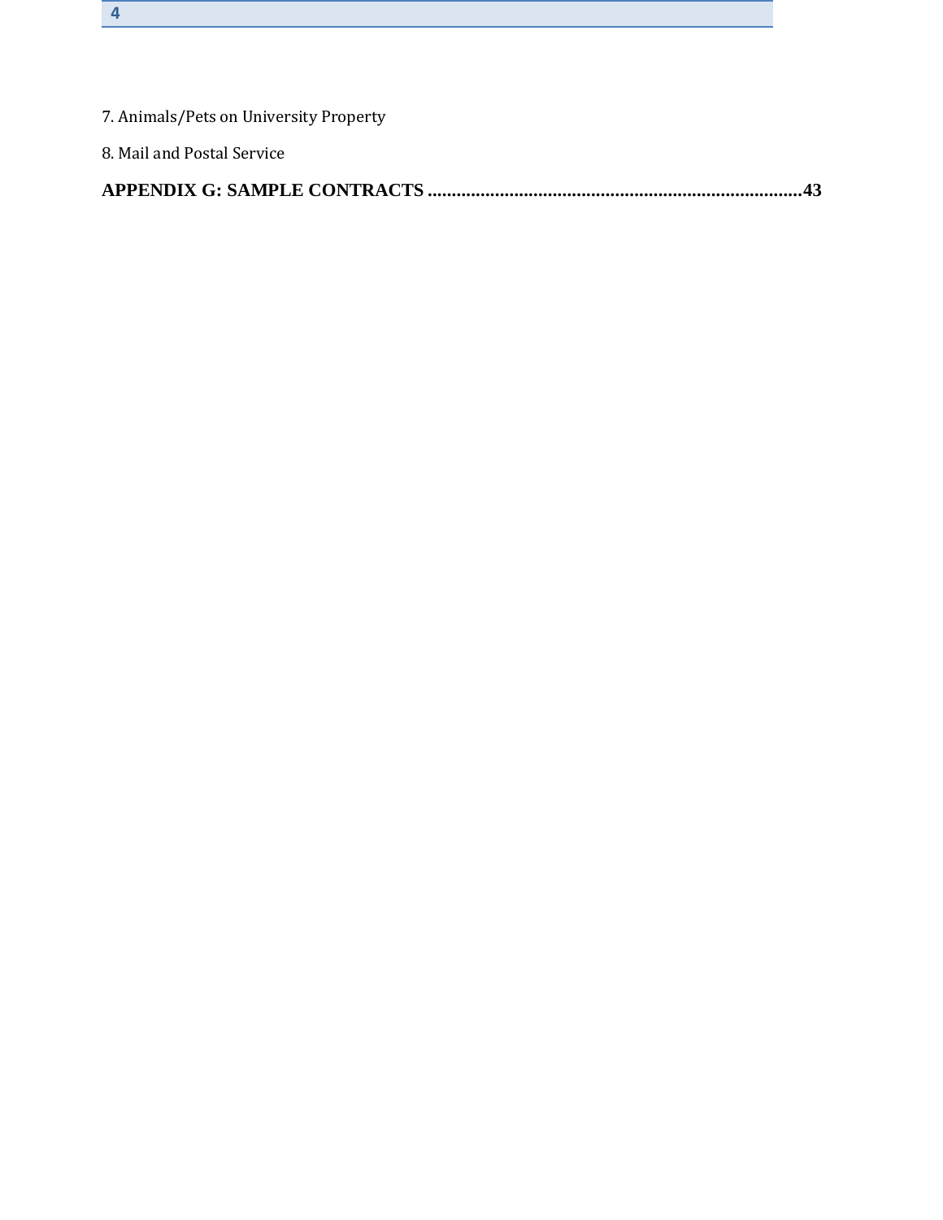7. Animals/Pets on University Property

8. Mail and Postal Service

**APPENDIX G: SAMPLE CONTRACTS ............................................................................43**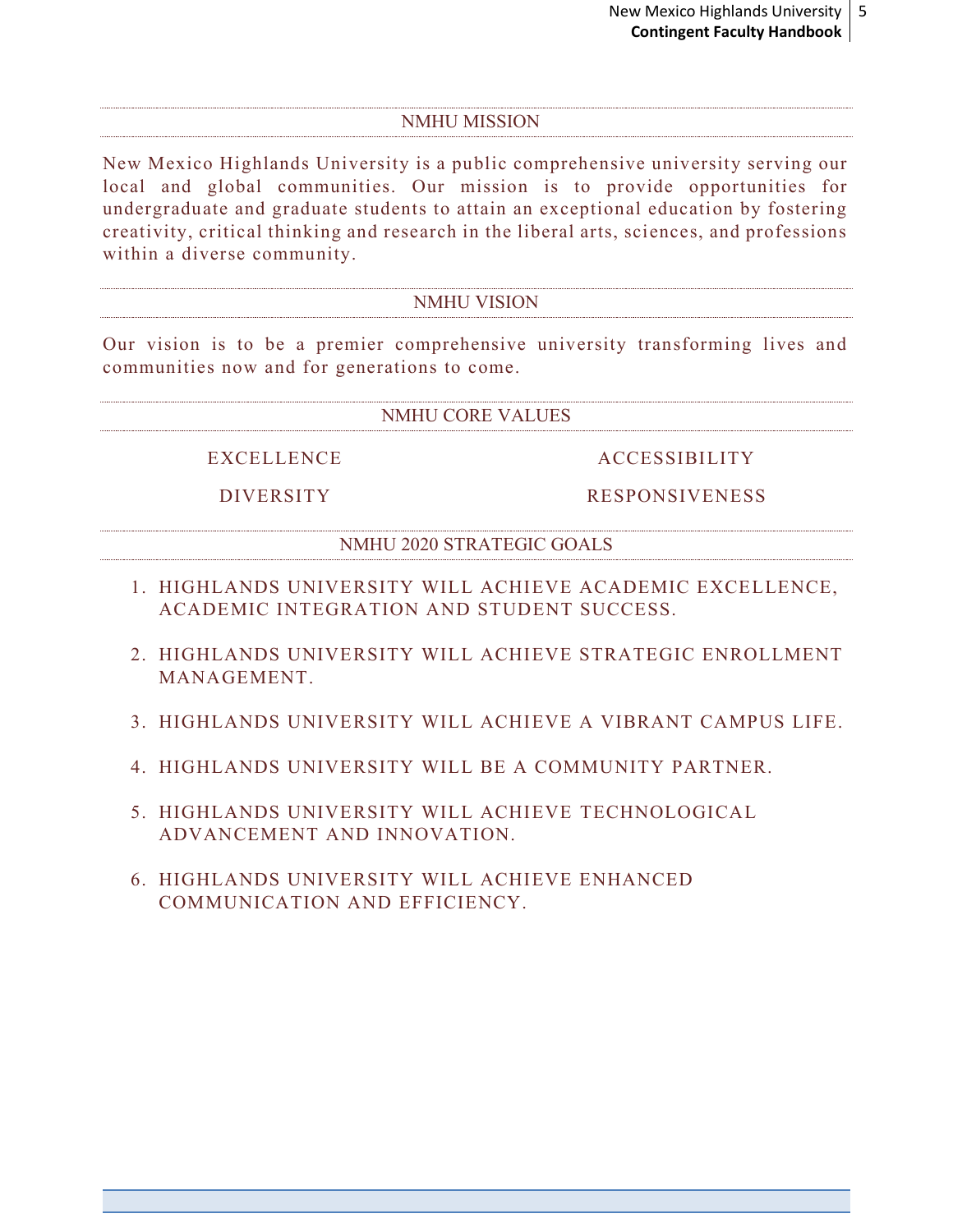## NMHU MISSION

New Mexico Highlands University is a public comprehensive university serving our local and global communities. Our mission is to provide opportunities for undergraduate and graduate students to attain an exceptional education by fostering creativity, critical thinking and research in the liberal arts, sciences, and professions within a diverse community.

## NMHU VISION

Our vision is to be a premier comprehensive university transforming lives and communities now and for generations to come.

## NMHU CORE VALUES

EXCELLENCE

ACCESSIBILITY

DIVERSITY

RESPONSIVENESS

## NMHU 2020 STRATEGIC GOALS

1. HIGHLANDS UNIVERSITY WILL ACHIEVE ACADEMIC EXCELLENCE, ACADEMIC INTEGRATION AND STUDENT SUCCESS.
2. HIGHLANDS UNIVERSITY WILL ACHIEVE STRATEGIC ENROLLMENT MANAGEMENT.
3. HIGHLANDS UNIVERSITY WILL ACHIEVE A VIBRANT CAMPUS LIFE.
4. HIGHLANDS UNIVERSITY WILL BE A COMMUNITY PARTNER.
5. HIGHLANDS UNIVERSITY WILL ACHIEVE TECHNOLOGICAL ADVANCEMENT AND INNOVATION.
6. HIGHLANDS UNIVERSITY WILL ACHIEVE ENHANCED COMMUNICATION AND EFFICIENCY.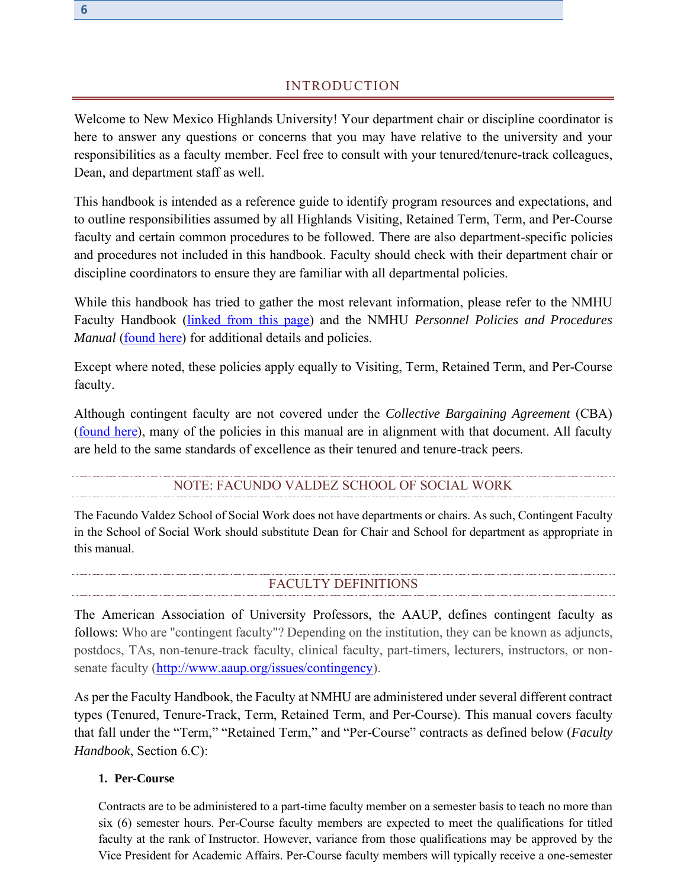# INTRODUCTION

Welcome to New Mexico Highlands University! Your department chair or discipline coordinator is here to answer any questions or concerns that you may have relative to the university and your responsibilities as a faculty member. Feel free to consult with your tenured/tenure-track colleagues, Dean, and department staff as well.

This handbook is intended as a reference guide to identify program resources and expectations, and to outline responsibilities assumed by all Highlands Visiting, Retained Term, Term, and Per-Course faculty and certain common procedures to be followed. There are also department-specific policies and procedures not included in this handbook. Faculty should check with their department chair or discipline coordinators to ensure they are familiar with all departmental policies.

While this handbook has tried to gather the most relevant information, please refer to the NMHU Faculty Handbook (linked from this page) and the NMHU *Personnel Policies and Procedures Manual* (found here) for additional details and policies.

Except where noted, these policies apply equally to Visiting, Term, Retained Term, and Per-Course faculty.

Although contingent faculty are not covered under the *Collective Bargaining Agreement* (CBA) (found here), many of the policies in this manual are in alignment with that document. All faculty are held to the same standards of excellence as their tenured and tenure-track peers.

## NOTE: FACUNDO VALDEZ SCHOOL OF SOCIAL WORK

The Facundo Valdez School of Social Work does not have departments or chairs. As such, Contingent Faculty in the School of Social Work should substitute Dean for Chair and School for department as appropriate in this manual.

## FACULTY DEFINITIONS

The American Association of University Professors, the AAUP, defines contingent faculty as follows: Who are "contingent faculty"? Depending on the institution, they can be known as adjuncts, postdocs, TAs, non-tenure-track faculty, clinical faculty, part-timers, lecturers, instructors, or non-senate faculty (http://www.aaup.org/issues/contingency).

As per the Faculty Handbook, the Faculty at NMHU are administered under several different contract types (Tenured, Tenure-Track, Term, Retained Term, and Per-Course). This manual covers faculty that fall under the "Term," "Retained Term," and "Per-Course" contracts as defined below (*Faculty Handbook*, Section 6.C):

1. **Per-Course**

   Contracts are to be administered to a part-time faculty member on a semester basis to teach no more than six (6) semester hours. Per-Course faculty members are expected to meet the qualifications for titled faculty at the rank of Instructor. However, variance from those qualifications may be approved by the Vice President for Academic Affairs. Per-Course faculty members will typically receive a one-semester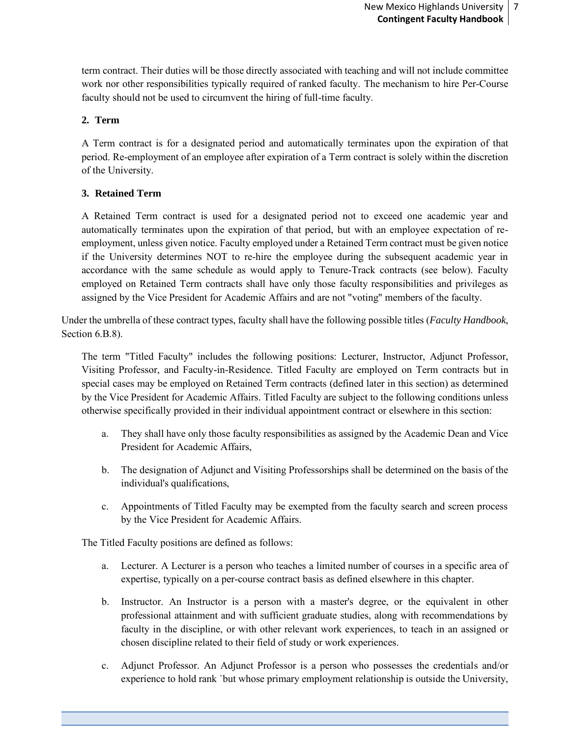term contract. Their duties will be those directly associated with teaching and will not include committee work nor other responsibilities typically required of ranked faculty. The mechanism to hire Per-Course faculty should not be used to circumvent the hiring of full-time faculty.

**2. Term**

A Term contract is for a designated period and automatically terminates upon the expiration of that period. Re-employment of an employee after expiration of a Term contract is solely within the discretion of the University.

**3. Retained Term**

A Retained Term contract is used for a designated period not to exceed one academic year and automatically terminates upon the expiration of that period, but with an employee expectation of re-employment, unless given notice. Faculty employed under a Retained Term contract must be given notice if the University determines NOT to re-hire the employee during the subsequent academic year in accordance with the same schedule as would apply to Tenure-Track contracts (see below). Faculty employed on Retained Term contracts shall have only those faculty responsibilities and privileges as assigned by the Vice President for Academic Affairs and are not "voting" members of the faculty.

Under the umbrella of these contract types, faculty shall have the following possible titles (*Faculty Handbook*, Section 6.B.8).

The term "Titled Faculty" includes the following positions: Lecturer, Instructor, Adjunct Professor, Visiting Professor, and Faculty-in-Residence. Titled Faculty are employed on Term contracts but in special cases may be employed on Retained Term contracts (defined later in this section) as determined by the Vice President for Academic Affairs. Titled Faculty are subject to the following conditions unless otherwise specifically provided in their individual appointment contract or elsewhere in this section:

a. They shall have only those faculty responsibilities as assigned by the Academic Dean and Vice President for Academic Affairs,

b. The designation of Adjunct and Visiting Professorships shall be determined on the basis of the individual's qualifications,

c. Appointments of Titled Faculty may be exempted from the faculty search and screen process by the Vice President for Academic Affairs.

The Titled Faculty positions are defined as follows:

a. Lecturer. A Lecturer is a person who teaches a limited number of courses in a specific area of expertise, typically on a per-course contract basis as defined elsewhere in this chapter.

b. Instructor. An Instructor is a person with a master's degree, or the equivalent in other professional attainment and with sufficient graduate studies, along with recommendations by faculty in the discipline, or with other relevant work experiences, to teach in an assigned or chosen discipline related to their field of study or work experiences.

c. Adjunct Professor. An Adjunct Professor is a person who possesses the credentials and/or experience to hold rank `but whose primary employment relationship is outside the University,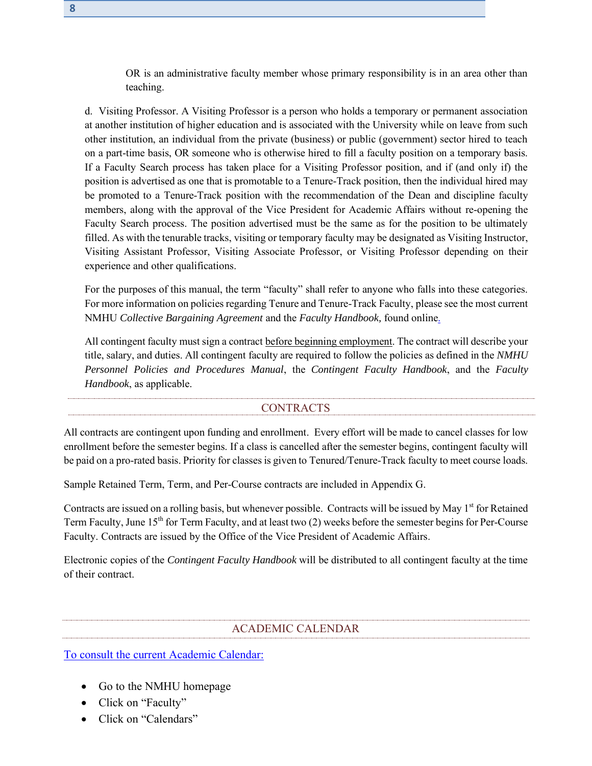OR is an administrative faculty member whose primary responsibility is in an area other than teaching.

d. Visiting Professor. A Visiting Professor is a person who holds a temporary or permanent association at another institution of higher education and is associated with the University while on leave from such other institution, an individual from the private (business) or public (government) sector hired to teach on a part-time basis, OR someone who is otherwise hired to fill a faculty position on a temporary basis. If a Faculty Search process has taken place for a Visiting Professor position, and if (and only if) the position is advertised as one that is promotable to a Tenure-Track position, then the individual hired may be promoted to a Tenure-Track position with the recommendation of the Dean and discipline faculty members, along with the approval of the Vice President for Academic Affairs without re-opening the Faculty Search process. The position advertised must be the same as for the position to be ultimately filled. As with the tenurable tracks, visiting or temporary faculty may be designated as Visiting Instructor, Visiting Assistant Professor, Visiting Associate Professor, or Visiting Professor depending on their experience and other qualifications.

For the purposes of this manual, the term "faculty" shall refer to anyone who falls into these categories. For more information on policies regarding Tenure and Tenure-Track Faculty, please see the most current NMHU *Collective Bargaining Agreement* and the *Faculty Handbook,* found online.

All contingent faculty must sign a contract before beginning employment. The contract will describe your title, salary, and duties. All contingent faculty are required to follow the policies as defined in the *NMHU Personnel Policies and Procedures Manual*, the *Contingent Faculty Handbook*, and the *Faculty Handbook*, as applicable.

## CONTRACTS

All contracts are contingent upon funding and enrollment. Every effort will be made to cancel classes for low enrollment before the semester begins. If a class is cancelled after the semester begins, contingent faculty will be paid on a pro-rated basis. Priority for classes is given to Tenured/Tenure-Track faculty to meet course loads.

Sample Retained Term, Term, and Per-Course contracts are included in Appendix G.

Contracts are issued on a rolling basis, but whenever possible. Contracts will be issued by May 1st for Retained Term Faculty, June 15th for Term Faculty, and at least two (2) weeks before the semester begins for Per-Course Faculty. Contracts are issued by the Office of the Vice President of Academic Affairs.

Electronic copies of the *Contingent Faculty Handbook* will be distributed to all contingent faculty at the time of their contract.

## ACADEMIC CALENDAR

To consult the current Academic Calendar:

- Go to the NMHU homepage
- Click on "Faculty"
- Click on "Calendars"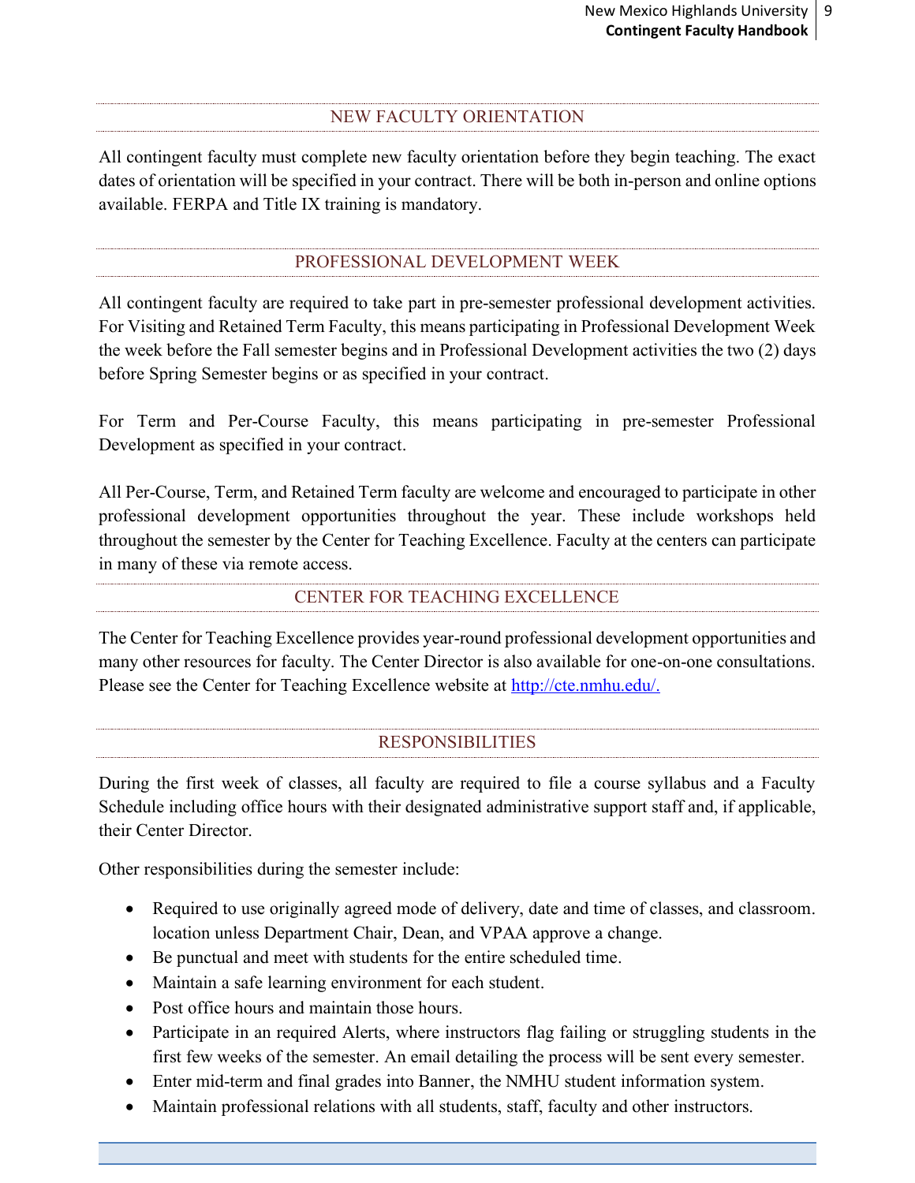## NEW FACULTY ORIENTATION

All contingent faculty must complete new faculty orientation before they begin teaching. The exact dates of orientation will be specified in your contract. There will be both in-person and online options available. FERPA and Title IX training is mandatory.

## PROFESSIONAL DEVELOPMENT WEEK

All contingent faculty are required to take part in pre-semester professional development activities. For Visiting and Retained Term Faculty, this means participating in Professional Development Week the week before the Fall semester begins and in Professional Development activities the two (2) days before Spring Semester begins or as specified in your contract.

For Term and Per-Course Faculty, this means participating in pre-semester Professional Development as specified in your contract.

All Per-Course, Term, and Retained Term faculty are welcome and encouraged to participate in other professional development opportunities throughout the year. These include workshops held throughout the semester by the Center for Teaching Excellence. Faculty at the centers can participate in many of these via remote access.

## CENTER FOR TEACHING EXCELLENCE

The Center for Teaching Excellence provides year-round professional development opportunities and many other resources for faculty. The Center Director is also available for one-on-one consultations. Please see the Center for Teaching Excellence website at http://cte.nmhu.edu/.

## RESPONSIBILITIES

During the first week of classes, all faculty are required to file a course syllabus and a Faculty Schedule including office hours with their designated administrative support staff and, if applicable, their Center Director.

Other responsibilities during the semester include:

- Required to use originally agreed mode of delivery, date and time of classes, and classroom. location unless Department Chair, Dean, and VPAA approve a change.
- Be punctual and meet with students for the entire scheduled time.
- Maintain a safe learning environment for each student.
- Post office hours and maintain those hours.
- Participate in an required Alerts, where instructors flag failing or struggling students in the first few weeks of the semester. An email detailing the process will be sent every semester.
- Enter mid-term and final grades into Banner, the NMHU student information system.
- Maintain professional relations with all students, staff, faculty and other instructors.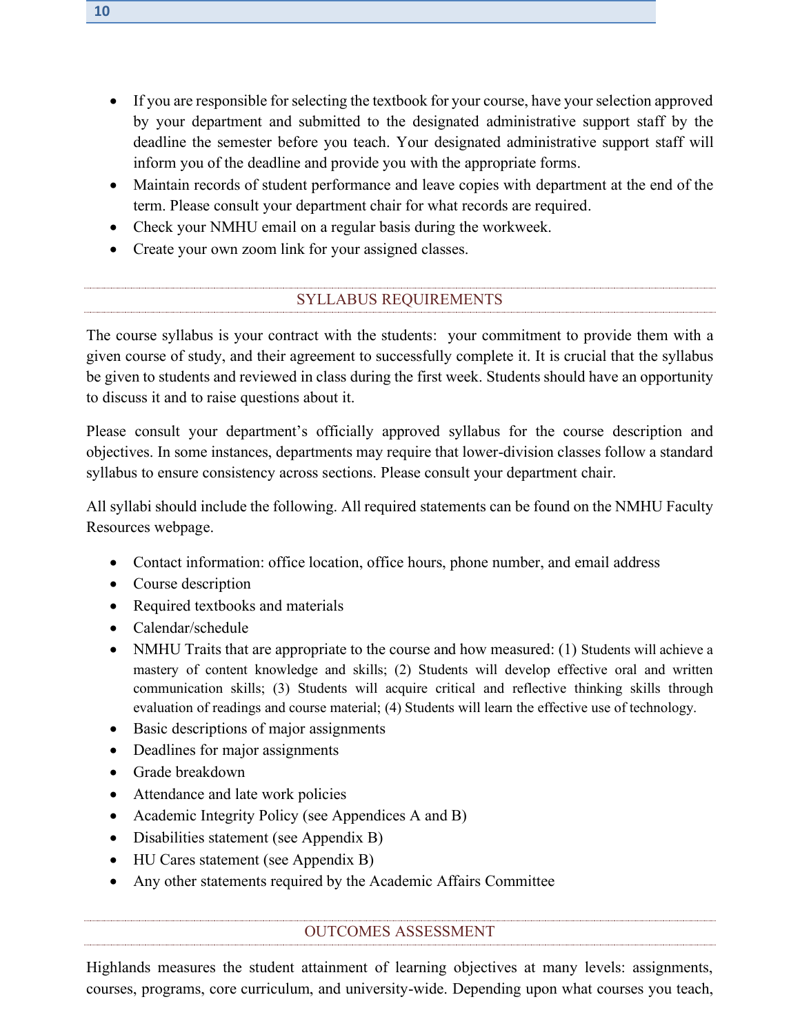- If you are responsible for selecting the textbook for your course, have your selection approved by your department and submitted to the designated administrative support staff by the deadline the semester before you teach. Your designated administrative support staff will inform you of the deadline and provide you with the appropriate forms.
- Maintain records of student performance and leave copies with department at the end of the term. Please consult your department chair for what records are required.
- Check your NMHU email on a regular basis during the workweek.
- Create your own zoom link for your assigned classes.

## SYLLABUS REQUIREMENTS

The course syllabus is your contract with the students: your commitment to provide them with a given course of study, and their agreement to successfully complete it. It is crucial that the syllabus be given to students and reviewed in class during the first week. Students should have an opportunity to discuss it and to raise questions about it.

Please consult your department's officially approved syllabus for the course description and objectives. In some instances, departments may require that lower-division classes follow a standard syllabus to ensure consistency across sections. Please consult your department chair.

All syllabi should include the following. All required statements can be found on the NMHU Faculty Resources webpage.

- Contact information: office location, office hours, phone number, and email address
- Course description
- Required textbooks and materials
- Calendar/schedule
- NMHU Traits that are appropriate to the course and how measured: (1) Students will achieve a mastery of content knowledge and skills; (2) Students will develop effective oral and written communication skills; (3) Students will acquire critical and reflective thinking skills through evaluation of readings and course material; (4) Students will learn the effective use of technology.
- Basic descriptions of major assignments
- Deadlines for major assignments
- Grade breakdown
- Attendance and late work policies
- Academic Integrity Policy (see Appendices A and B)
- Disabilities statement (see Appendix B)
- HU Cares statement (see Appendix B)
- Any other statements required by the Academic Affairs Committee

## OUTCOMES ASSESSMENT

Highlands measures the student attainment of learning objectives at many levels: assignments, courses, programs, core curriculum, and university-wide. Depending upon what courses you teach,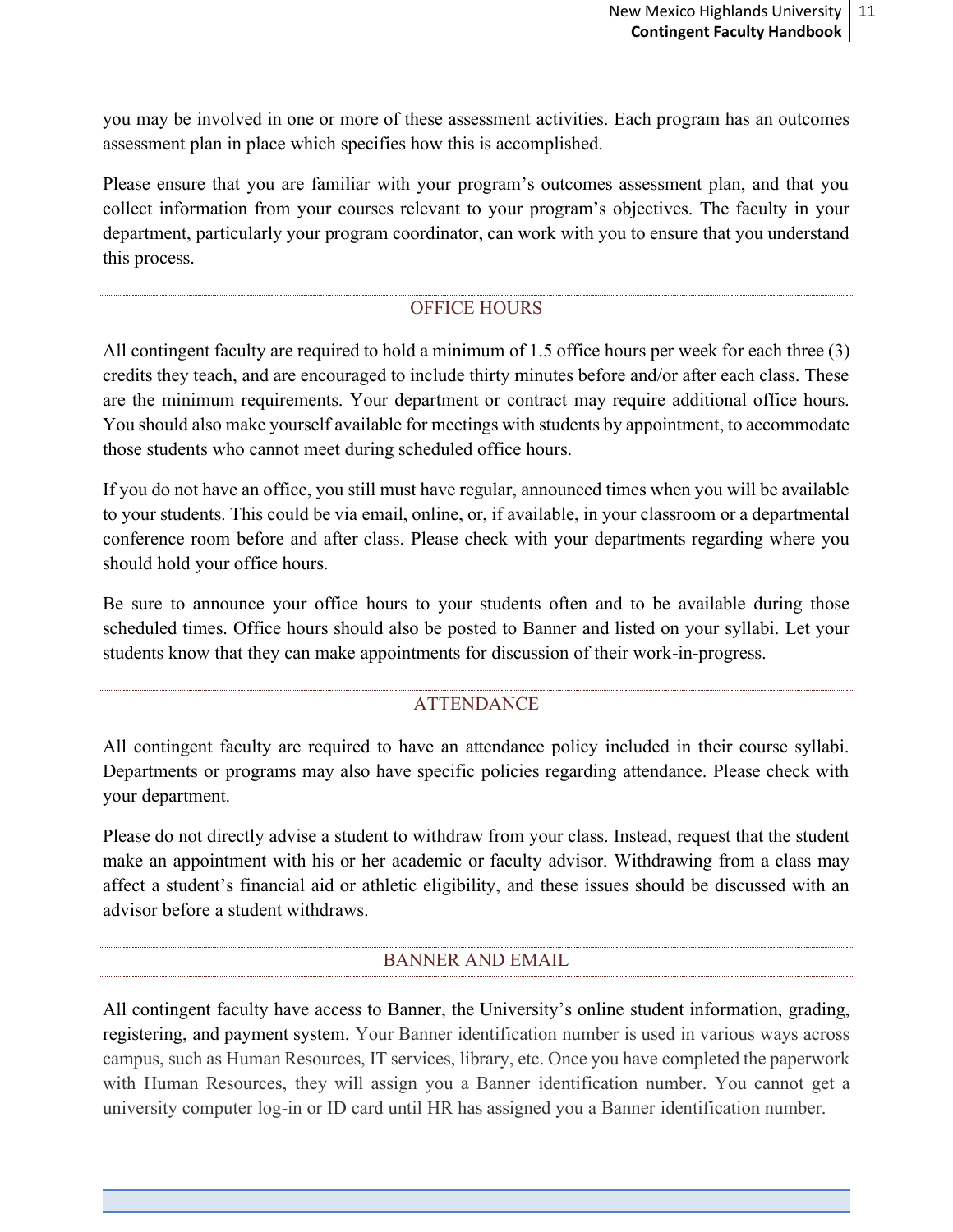you may be involved in one or more of these assessment activities. Each program has an outcomes assessment plan in place which specifies how this is accomplished.

Please ensure that you are familiar with your program's outcomes assessment plan, and that you collect information from your courses relevant to your program's objectives. The faculty in your department, particularly your program coordinator, can work with you to ensure that you understand this process.

## OFFICE HOURS

All contingent faculty are required to hold a minimum of 1.5 office hours per week for each three (3) credits they teach, and are encouraged to include thirty minutes before and/or after each class. These are the minimum requirements. Your department or contract may require additional office hours. You should also make yourself available for meetings with students by appointment, to accommodate those students who cannot meet during scheduled office hours.

If you do not have an office, you still must have regular, announced times when you will be available to your students. This could be via email, online, or, if available, in your classroom or a departmental conference room before and after class. Please check with your departments regarding where you should hold your office hours.

Be sure to announce your office hours to your students often and to be available during those scheduled times. Office hours should also be posted to Banner and listed on your syllabi. Let your students know that they can make appointments for discussion of their work-in-progress.

## ATTENDANCE

All contingent faculty are required to have an attendance policy included in their course syllabi. Departments or programs may also have specific policies regarding attendance. Please check with your department.

Please do not directly advise a student to withdraw from your class. Instead, request that the student make an appointment with his or her academic or faculty advisor. Withdrawing from a class may affect a student's financial aid or athletic eligibility, and these issues should be discussed with an advisor before a student withdraws.

## BANNER AND EMAIL

All contingent faculty have access to Banner, the University's online student information, grading, registering, and payment system. Your Banner identification number is used in various ways across campus, such as Human Resources, IT services, library, etc. Once you have completed the paperwork with Human Resources, they will assign you a Banner identification number. You cannot get a university computer log-in or ID card until HR has assigned you a Banner identification number.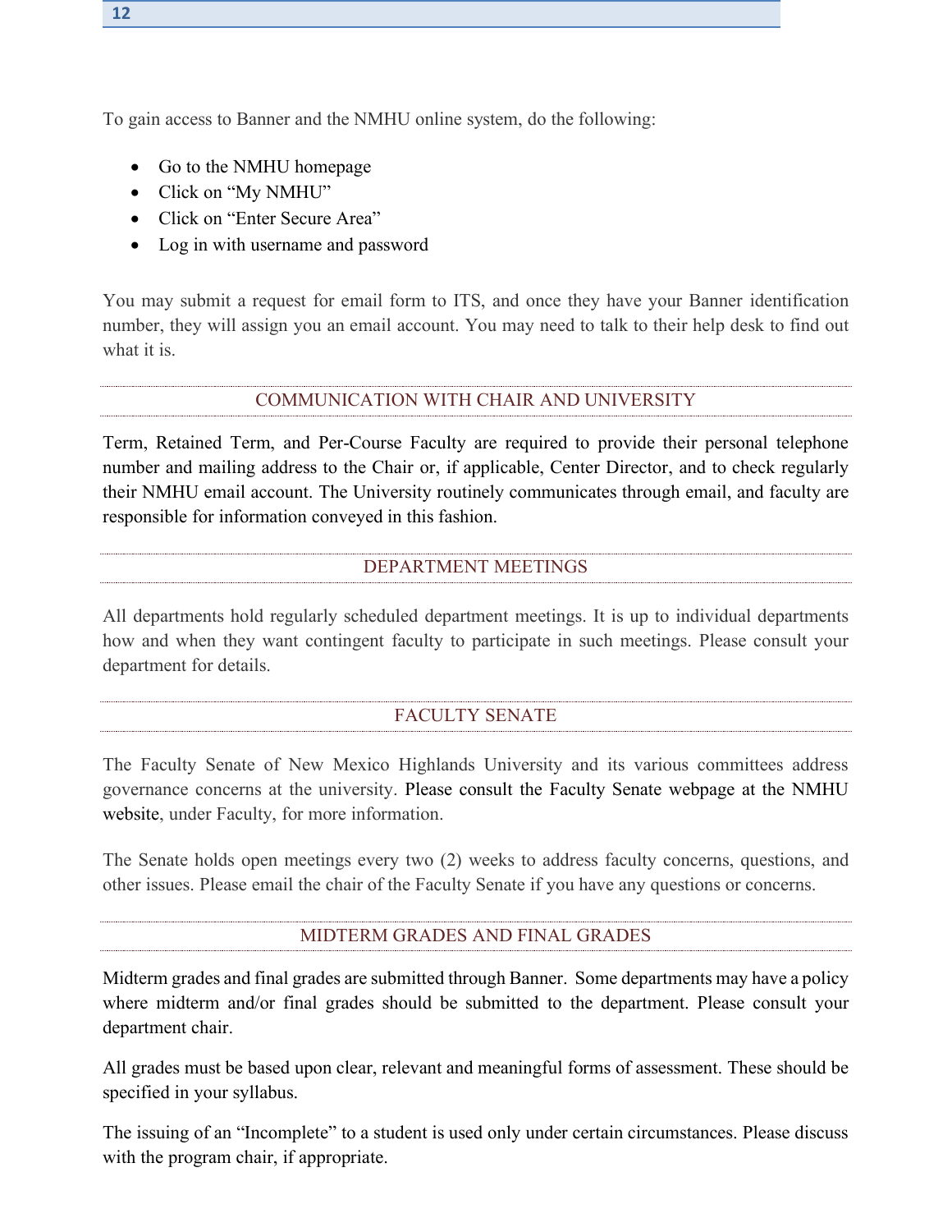To gain access to Banner and the NMHU online system, do the following:

- Go to the NMHU homepage
- Click on "My NMHU"
- Click on "Enter Secure Area"
- Log in with username and password

You may submit a request for email form to ITS, and once they have your Banner identification number, they will assign you an email account. You may need to talk to their help desk to find out what it is.

## COMMUNICATION WITH CHAIR AND UNIVERSITY

Term, Retained Term, and Per-Course Faculty are required to provide their personal telephone number and mailing address to the Chair or, if applicable, Center Director, and to check regularly their NMHU email account. The University routinely communicates through email, and faculty are responsible for information conveyed in this fashion.

## DEPARTMENT MEETINGS

All departments hold regularly scheduled department meetings. It is up to individual departments how and when they want contingent faculty to participate in such meetings. Please consult your department for details.

## FACULTY SENATE

The Faculty Senate of New Mexico Highlands University and its various committees address governance concerns at the university. Please consult the Faculty Senate webpage at the NMHU website, under Faculty, for more information.

The Senate holds open meetings every two (2) weeks to address faculty concerns, questions, and other issues. Please email the chair of the Faculty Senate if you have any questions or concerns.

## MIDTERM GRADES AND FINAL GRADES

Midterm grades and final grades are submitted through Banner. Some departments may have a policy where midterm and/or final grades should be submitted to the department. Please consult your department chair.

All grades must be based upon clear, relevant and meaningful forms of assessment. These should be specified in your syllabus.

The issuing of an "Incomplete" to a student is used only under certain circumstances. Please discuss with the program chair, if appropriate.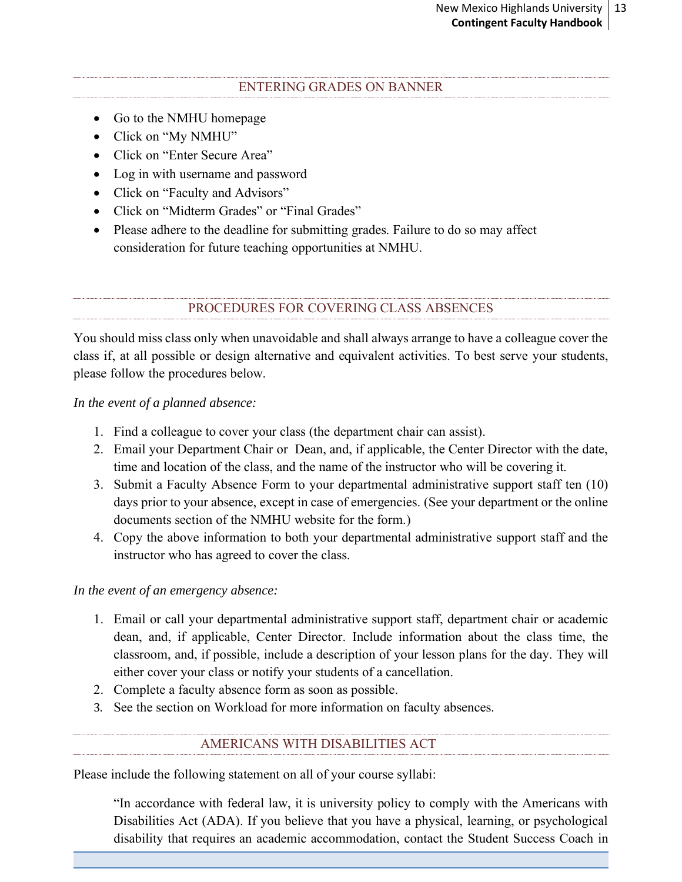## ENTERING GRADES ON BANNER

- Go to the NMHU homepage
- Click on "My NMHU"
- Click on "Enter Secure Area"
- Log in with username and password
- Click on "Faculty and Advisors"
- Click on "Midterm Grades" or "Final Grades"
- Please adhere to the deadline for submitting grades. Failure to do so may affect consideration for future teaching opportunities at NMHU.

## PROCEDURES FOR COVERING CLASS ABSENCES

You should miss class only when unavoidable and shall always arrange to have a colleague cover the class if, at all possible or design alternative and equivalent activities. To best serve your students, please follow the procedures below.

*In the event of a planned absence:*

1. Find a colleague to cover your class (the department chair can assist).
2. Email your Department Chair or Dean, and, if applicable, the Center Director with the date, time and location of the class, and the name of the instructor who will be covering it.
3. Submit a Faculty Absence Form to your departmental administrative support staff ten (10) days prior to your absence, except in case of emergencies. (See your department or the online documents section of the NMHU website for the form.)
4. Copy the above information to both your departmental administrative support staff and the instructor who has agreed to cover the class.

*In the event of an emergency absence:*

1. Email or call your departmental administrative support staff, department chair or academic dean, and, if applicable, Center Director. Include information about the class time, the classroom, and, if possible, include a description of your lesson plans for the day. They will either cover your class or notify your students of a cancellation.
2. Complete a faculty absence form as soon as possible.
3. See the section on Workload for more information on faculty absences.

## AMERICANS WITH DISABILITIES ACT

Please include the following statement on all of your course syllabi:

> "In accordance with federal law, it is university policy to comply with the Americans with Disabilities Act (ADA). If you believe that you have a physical, learning, or psychological disability that requires an academic accommodation, contact the Student Success Coach in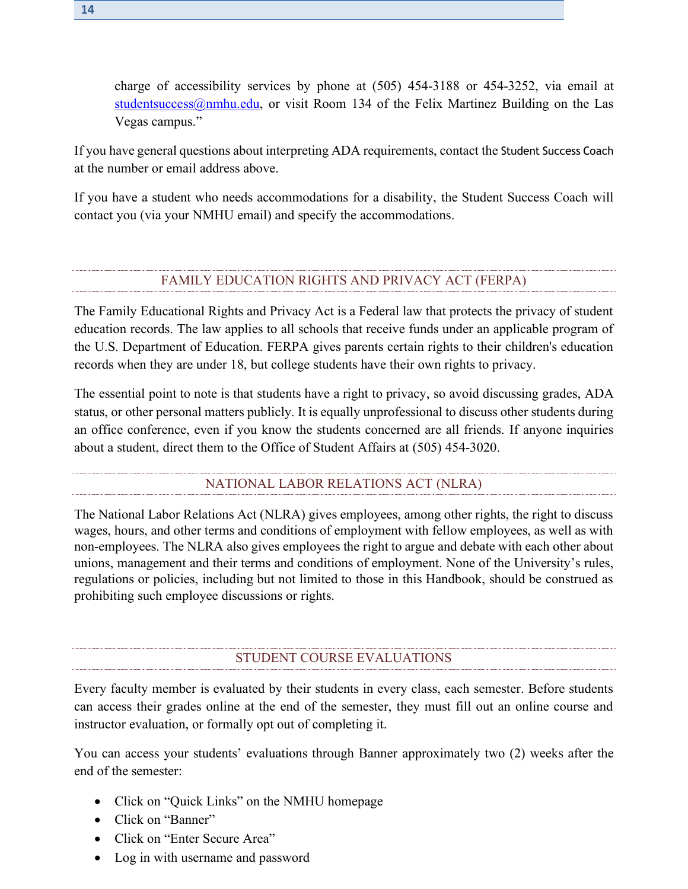charge of accessibility services by phone at (505) 454-3188 or 454-3252, via email at studentsuccess@nmhu.edu, or visit Room 134 of the Felix Martinez Building on the Las Vegas campus."

If you have general questions about interpreting ADA requirements, contact the Student Success Coach at the number or email address above.

If you have a student who needs accommodations for a disability, the Student Success Coach will contact you (via your NMHU email) and specify the accommodations.

## FAMILY EDUCATION RIGHTS AND PRIVACY ACT (FERPA)

The Family Educational Rights and Privacy Act is a Federal law that protects the privacy of student education records. The law applies to all schools that receive funds under an applicable program of the U.S. Department of Education. FERPA gives parents certain rights to their children's education records when they are under 18, but college students have their own rights to privacy.

The essential point to note is that students have a right to privacy, so avoid discussing grades, ADA status, or other personal matters publicly. It is equally unprofessional to discuss other students during an office conference, even if you know the students concerned are all friends. If anyone inquiries about a student, direct them to the Office of Student Affairs at (505) 454-3020.

## NATIONAL LABOR RELATIONS ACT (NLRA)

The National Labor Relations Act (NLRA) gives employees, among other rights, the right to discuss wages, hours, and other terms and conditions of employment with fellow employees, as well as with non-employees. The NLRA also gives employees the right to argue and debate with each other about unions, management and their terms and conditions of employment. None of the University's rules, regulations or policies, including but not limited to those in this Handbook, should be construed as prohibiting such employee discussions or rights.

## STUDENT COURSE EVALUATIONS

Every faculty member is evaluated by their students in every class, each semester. Before students can access their grades online at the end of the semester, they must fill out an online course and instructor evaluation, or formally opt out of completing it.

You can access your students' evaluations through Banner approximately two (2) weeks after the end of the semester:

- Click on "Quick Links" on the NMHU homepage
- Click on "Banner"
- Click on "Enter Secure Area"
- Log in with username and password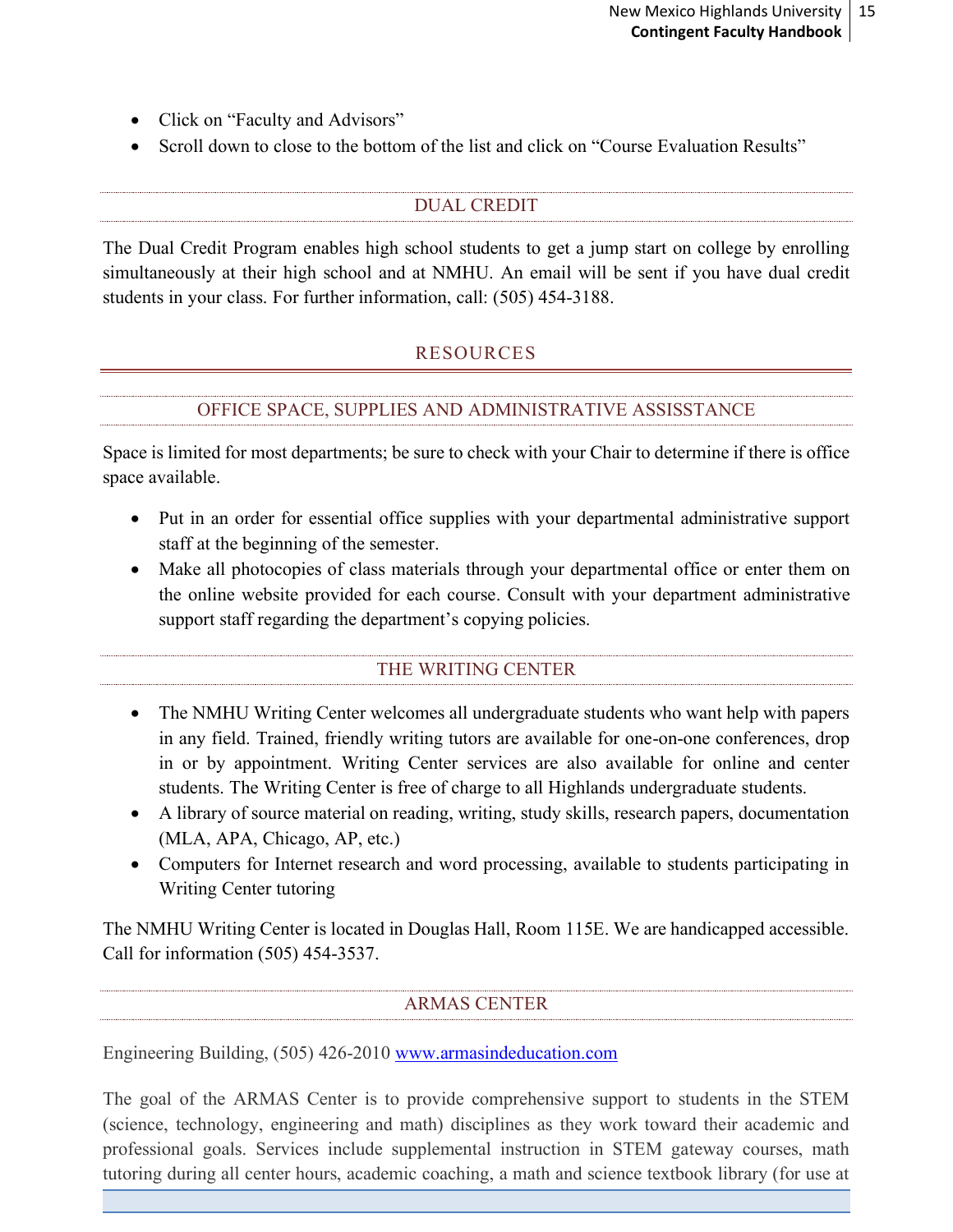- Click on "Faculty and Advisors"
- Scroll down to close to the bottom of the list and click on "Course Evaluation Results"

### DUAL CREDIT

The Dual Credit Program enables high school students to get a jump start on college by enrolling simultaneously at their high school and at NMHU. An email will be sent if you have dual credit students in your class. For further information, call: (505) 454-3188.

## RESOURCES

### OFFICE SPACE, SUPPLIES AND ADMINISTRATIVE ASSISSTANCE

Space is limited for most departments; be sure to check with your Chair to determine if there is office space available.

- Put in an order for essential office supplies with your departmental administrative support staff at the beginning of the semester.
- Make all photocopies of class materials through your departmental office or enter them on the online website provided for each course. Consult with your department administrative support staff regarding the department's copying policies.

### THE WRITING CENTER

- The NMHU Writing Center welcomes all undergraduate students who want help with papers in any field. Trained, friendly writing tutors are available for one-on-one conferences, drop in or by appointment. Writing Center services are also available for online and center students. The Writing Center is free of charge to all Highlands undergraduate students.
- A library of source material on reading, writing, study skills, research papers, documentation (MLA, APA, Chicago, AP, etc.)
- Computers for Internet research and word processing, available to students participating in Writing Center tutoring

The NMHU Writing Center is located in Douglas Hall, Room 115E. We are handicapped accessible. Call for information (505) 454-3537.

### ARMAS CENTER

Engineering Building, (505) 426-2010 [www.armasindeducation.com](www.armasindeducation.com)

The goal of the ARMAS Center is to provide comprehensive support to students in the STEM (science, technology, engineering and math) disciplines as they work toward their academic and professional goals. Services include supplemental instruction in STEM gateway courses, math tutoring during all center hours, academic coaching, a math and science textbook library (for use at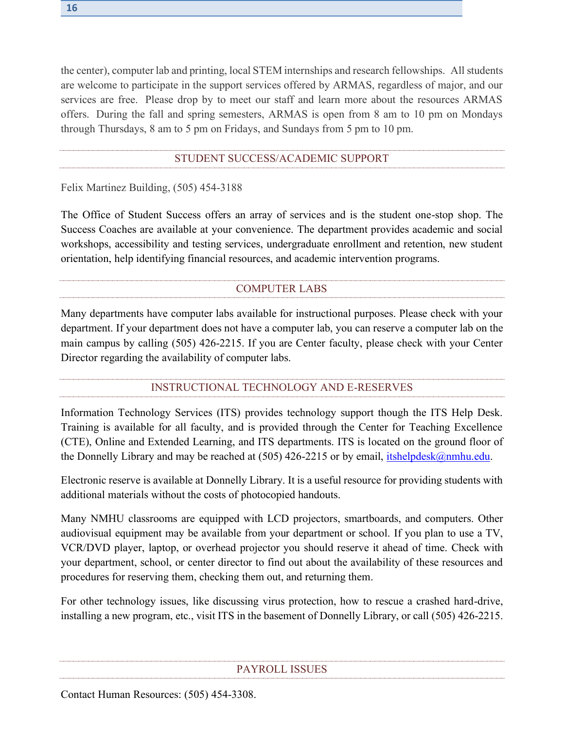the center), computer lab and printing, local STEM internships and research fellowships. All students are welcome to participate in the support services offered by ARMAS, regardless of major, and our services are free. Please drop by to meet our staff and learn more about the resources ARMAS offers. During the fall and spring semesters, ARMAS is open from 8 am to 10 pm on Mondays through Thursdays, 8 am to 5 pm on Fridays, and Sundays from 5 pm to 10 pm.

## STUDENT SUCCESS/ACADEMIC SUPPORT

Felix Martinez Building, (505) 454-3188

The Office of Student Success offers an array of services and is the student one-stop shop. The Success Coaches are available at your convenience. The department provides academic and social workshops, accessibility and testing services, undergraduate enrollment and retention, new student orientation, help identifying financial resources, and academic intervention programs.

## COMPUTER LABS

Many departments have computer labs available for instructional purposes. Please check with your department. If your department does not have a computer lab, you can reserve a computer lab on the main campus by calling (505) 426-2215. If you are Center faculty, please check with your Center Director regarding the availability of computer labs.

## INSTRUCTIONAL TECHNOLOGY AND E-RESERVES

Information Technology Services (ITS) provides technology support though the ITS Help Desk. Training is available for all faculty, and is provided through the Center for Teaching Excellence (CTE), Online and Extended Learning, and ITS departments. ITS is located on the ground floor of the Donnelly Library and may be reached at (505) 426-2215 or by email, itshelpdesk@nmhu.edu.

Electronic reserve is available at Donnelly Library. It is a useful resource for providing students with additional materials without the costs of photocopied handouts.

Many NMHU classrooms are equipped with LCD projectors, smartboards, and computers. Other audiovisual equipment may be available from your department or school. If you plan to use a TV, VCR/DVD player, laptop, or overhead projector you should reserve it ahead of time. Check with your department, school, or center director to find out about the availability of these resources and procedures for reserving them, checking them out, and returning them.

For other technology issues, like discussing virus protection, how to rescue a crashed hard-drive, installing a new program, etc., visit ITS in the basement of Donnelly Library, or call (505) 426-2215.

## PAYROLL ISSUES

Contact Human Resources: (505) 454-3308.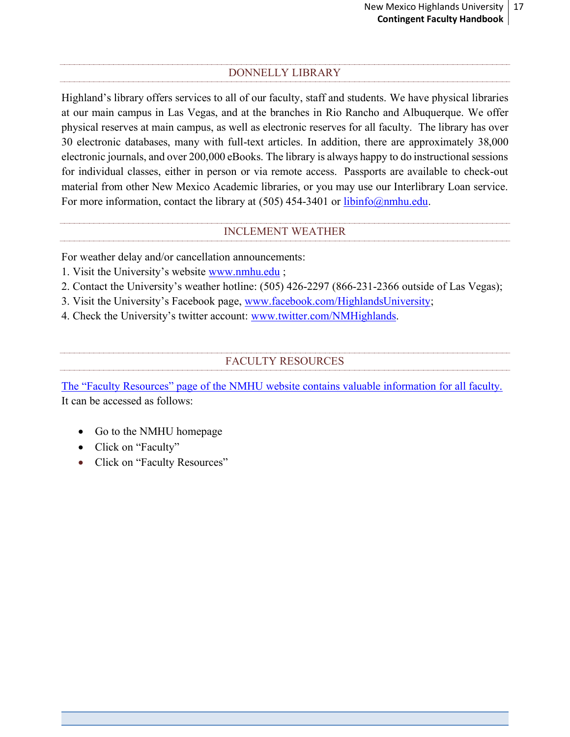## DONNELLY LIBRARY

Highland's library offers services to all of our faculty, staff and students. We have physical libraries at our main campus in Las Vegas, and at the branches in Rio Rancho and Albuquerque. We offer physical reserves at main campus, as well as electronic reserves for all faculty. The library has over 30 electronic databases, many with full-text articles. In addition, there are approximately 38,000 electronic journals, and over 200,000 eBooks. The library is always happy to do instructional sessions for individual classes, either in person or via remote access. Passports are available to check-out material from other New Mexico Academic libraries, or you may use our Interlibrary Loan service. For more information, contact the library at (505) 454-3401 or libinfo@nmhu.edu.

## INCLEMENT WEATHER

For weather delay and/or cancellation announcements:
1. Visit the University's website www.nmhu.edu ;
2. Contact the University's weather hotline: (505) 426-2297 (866-231-2366 outside of Las Vegas);
3. Visit the University's Facebook page, www.facebook.com/HighlandsUniversity;
4. Check the University's twitter account: www.twitter.com/NMHighlands.

## FACULTY RESOURCES

The "Faculty Resources" page of the NMHU website contains valuable information for all faculty. It can be accessed as follows:

- Go to the NMHU homepage
- Click on "Faculty"
- Click on "Faculty Resources"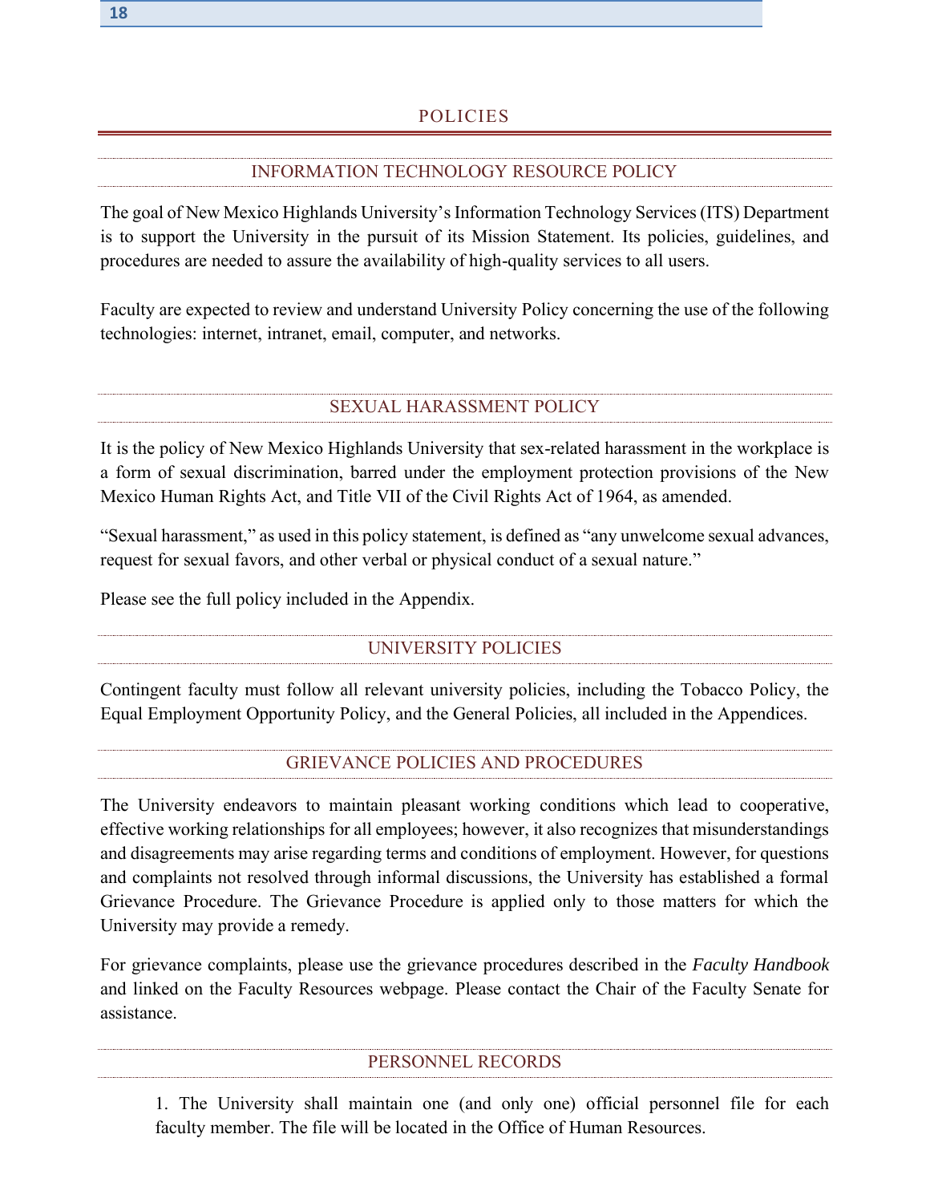# POLICIES

## INFORMATION TECHNOLOGY RESOURCE POLICY

The goal of New Mexico Highlands University's Information Technology Services (ITS) Department is to support the University in the pursuit of its Mission Statement. Its policies, guidelines, and procedures are needed to assure the availability of high-quality services to all users.

Faculty are expected to review and understand University Policy concerning the use of the following technologies: internet, intranet, email, computer, and networks.

## SEXUAL HARASSMENT POLICY

It is the policy of New Mexico Highlands University that sex-related harassment in the workplace is a form of sexual discrimination, barred under the employment protection provisions of the New Mexico Human Rights Act, and Title VII of the Civil Rights Act of 1964, as amended.

"Sexual harassment," as used in this policy statement, is defined as "any unwelcome sexual advances, request for sexual favors, and other verbal or physical conduct of a sexual nature."

Please see the full policy included in the Appendix.

## UNIVERSITY POLICIES

Contingent faculty must follow all relevant university policies, including the Tobacco Policy, the Equal Employment Opportunity Policy, and the General Policies, all included in the Appendices.

## GRIEVANCE POLICIES AND PROCEDURES

The University endeavors to maintain pleasant working conditions which lead to cooperative, effective working relationships for all employees; however, it also recognizes that misunderstandings and disagreements may arise regarding terms and conditions of employment. However, for questions and complaints not resolved through informal discussions, the University has established a formal Grievance Procedure. The Grievance Procedure is applied only to those matters for which the University may provide a remedy.

For grievance complaints, please use the grievance procedures described in the *Faculty Handbook* and linked on the Faculty Resources webpage. Please contact the Chair of the Faculty Senate for assistance.

## PERSONNEL RECORDS

1. The University shall maintain one (and only one) official personnel file for each faculty member. The file will be located in the Office of Human Resources.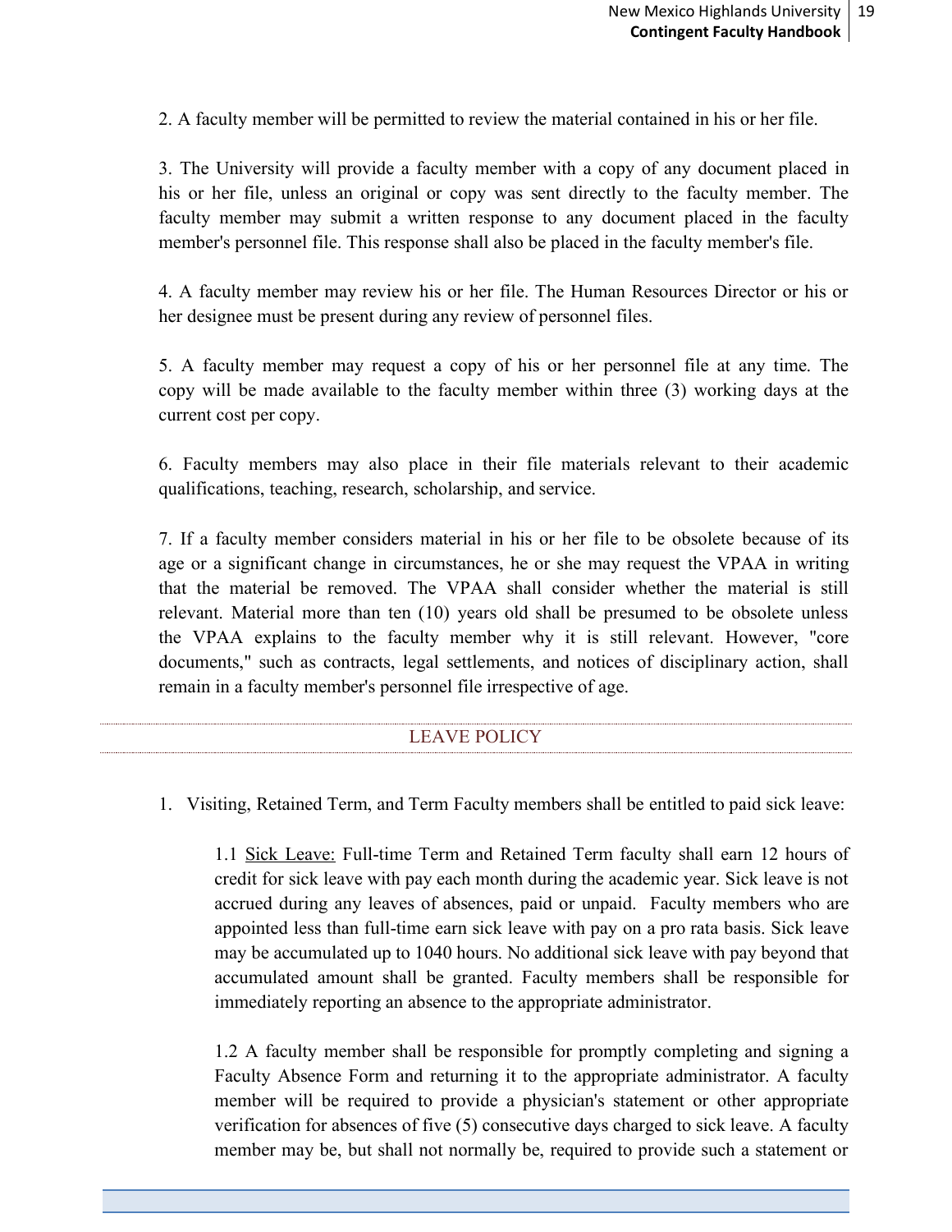2. A faculty member will be permitted to review the material contained in his or her file.

3. The University will provide a faculty member with a copy of any document placed in his or her file, unless an original or copy was sent directly to the faculty member. The faculty member may submit a written response to any document placed in the faculty member's personnel file. This response shall also be placed in the faculty member's file.

4. A faculty member may review his or her file. The Human Resources Director or his or her designee must be present during any review of personnel files.

5. A faculty member may request a copy of his or her personnel file at any time. The copy will be made available to the faculty member within three (3) working days at the current cost per copy.

6. Faculty members may also place in their file materials relevant to their academic qualifications, teaching, research, scholarship, and service.

7. If a faculty member considers material in his or her file to be obsolete because of its age or a significant change in circumstances, he or she may request the VPAA in writing that the material be removed. The VPAA shall consider whether the material is still relevant. Material more than ten (10) years old shall be presumed to be obsolete unless the VPAA explains to the faculty member why it is still relevant. However, "core documents," such as contracts, legal settlements, and notices of disciplinary action, shall remain in a faculty member's personnel file irrespective of age.

## LEAVE POLICY

1. Visiting, Retained Term, and Term Faculty members shall be entitled to paid sick leave:

   1.1 Sick Leave: Full-time Term and Retained Term faculty shall earn 12 hours of credit for sick leave with pay each month during the academic year. Sick leave is not accrued during any leaves of absences, paid or unpaid. Faculty members who are appointed less than full-time earn sick leave with pay on a pro rata basis. Sick leave may be accumulated up to 1040 hours. No additional sick leave with pay beyond that accumulated amount shall be granted. Faculty members shall be responsible for immediately reporting an absence to the appropriate administrator.

   1.2 A faculty member shall be responsible for promptly completing and signing a Faculty Absence Form and returning it to the appropriate administrator. A faculty member will be required to provide a physician's statement or other appropriate verification for absences of five (5) consecutive days charged to sick leave. A faculty member may be, but shall not normally be, required to provide such a statement or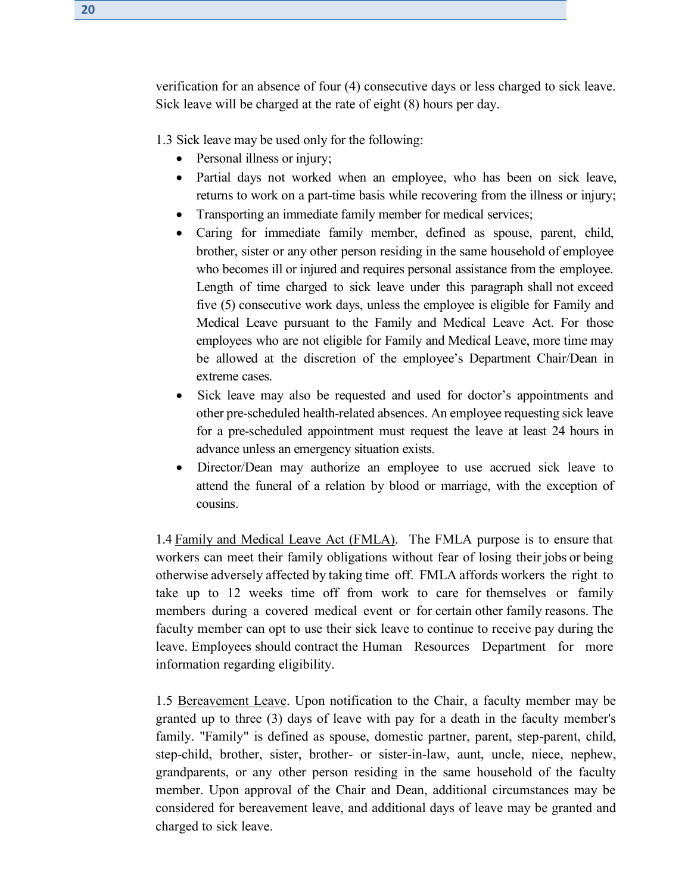verification for an absence of four (4) consecutive days or less charged to sick leave. Sick leave will be charged at the rate of eight (8) hours per day.

1.3 Sick leave may be used only for the following:

- Personal illness or injury;
- Partial days not worked when an employee, who has been on sick leave, returns to work on a part-time basis while recovering from the illness or injury;
- Transporting an immediate family member for medical services;
- Caring for immediate family member, defined as spouse, parent, child, brother, sister or any other person residing in the same household of employee who becomes ill or injured and requires personal assistance from the employee. Length of time charged to sick leave under this paragraph shall not exceed five (5) consecutive work days, unless the employee is eligible for Family and Medical Leave pursuant to the Family and Medical Leave Act. For those employees who are not eligible for Family and Medical Leave, more time may be allowed at the discretion of the employee's Department Chair/Dean in extreme cases.
- Sick leave may also be requested and used for doctor's appointments and other pre-scheduled health-related absences. An employee requesting sick leave for a pre-scheduled appointment must request the leave at least 24 hours in advance unless an emergency situation exists.
- Director/Dean may authorize an employee to use accrued sick leave to attend the funeral of a relation by blood or marriage, with the exception of cousins.

1.4 <u>Family and Medical Leave Act (FMLA)</u>. The FMLA purpose is to ensure that workers can meet their family obligations without fear of losing their jobs or being otherwise adversely affected by taking time off. FMLA affords workers the right to take up to 12 weeks time off from work to care for themselves or family members during a covered medical event or for certain other family reasons. The faculty member can opt to use their sick leave to continue to receive pay during the leave. Employees should contract the Human Resources Department for more information regarding eligibility.

1.5 <u>Bereavement Leave</u>. Upon notification to the Chair, a faculty member may be granted up to three (3) days of leave with pay for a death in the faculty member's family. "Family" is defined as spouse, domestic partner, parent, step-parent, child, step-child, brother, sister, brother- or sister-in-law, aunt, uncle, niece, nephew, grandparents, or any other person residing in the same household of the faculty member. Upon approval of the Chair and Dean, additional circumstances may be considered for bereavement leave, and additional days of leave may be granted and charged to sick leave.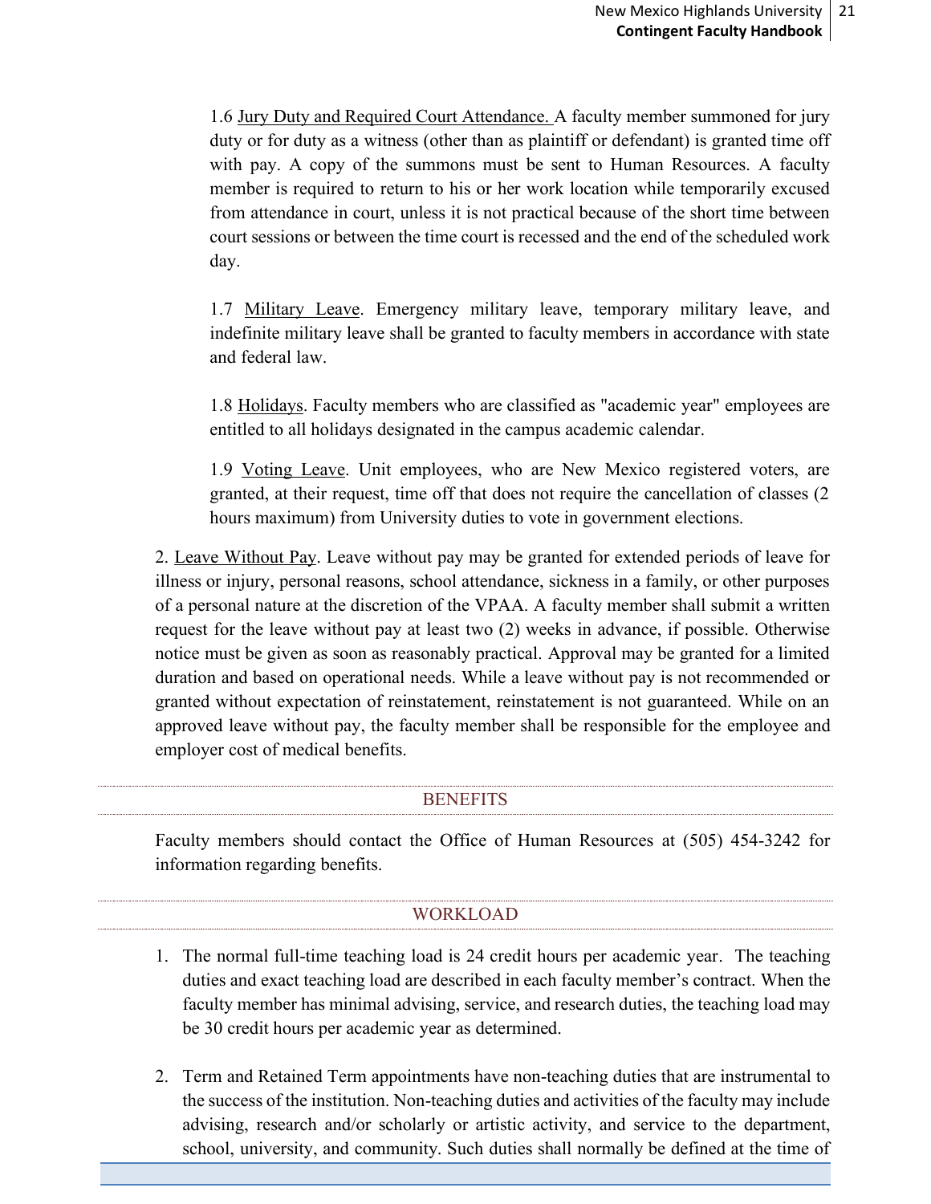1.6 Jury Duty and Required Court Attendance. A faculty member summoned for jury duty or for duty as a witness (other than as plaintiff or defendant) is granted time off with pay. A copy of the summons must be sent to Human Resources. A faculty member is required to return to his or her work location while temporarily excused from attendance in court, unless it is not practical because of the short time between court sessions or between the time court is recessed and the end of the scheduled work day.

1.7 Military Leave. Emergency military leave, temporary military leave, and indefinite military leave shall be granted to faculty members in accordance with state and federal law.

1.8 Holidays. Faculty members who are classified as "academic year" employees are entitled to all holidays designated in the campus academic calendar.

1.9 Voting Leave. Unit employees, who are New Mexico registered voters, are granted, at their request, time off that does not require the cancellation of classes (2 hours maximum) from University duties to vote in government elections.

2. Leave Without Pay. Leave without pay may be granted for extended periods of leave for illness or injury, personal reasons, school attendance, sickness in a family, or other purposes of a personal nature at the discretion of the VPAA. A faculty member shall submit a written request for the leave without pay at least two (2) weeks in advance, if possible. Otherwise notice must be given as soon as reasonably practical. Approval may be granted for a limited duration and based on operational needs. While a leave without pay is not recommended or granted without expectation of reinstatement, reinstatement is not guaranteed. While on an approved leave without pay, the faculty member shall be responsible for the employee and employer cost of medical benefits.

## BENEFITS

Faculty members should contact the Office of Human Resources at (505) 454-3242 for information regarding benefits.

## WORKLOAD

1. The normal full-time teaching load is 24 credit hours per academic year. The teaching duties and exact teaching load are described in each faculty member's contract. When the faculty member has minimal advising, service, and research duties, the teaching load may be 30 credit hours per academic year as determined.

2. Term and Retained Term appointments have non-teaching duties that are instrumental to the success of the institution. Non-teaching duties and activities of the faculty may include advising, research and/or scholarly or artistic activity, and service to the department, school, university, and community. Such duties shall normally be defined at the time of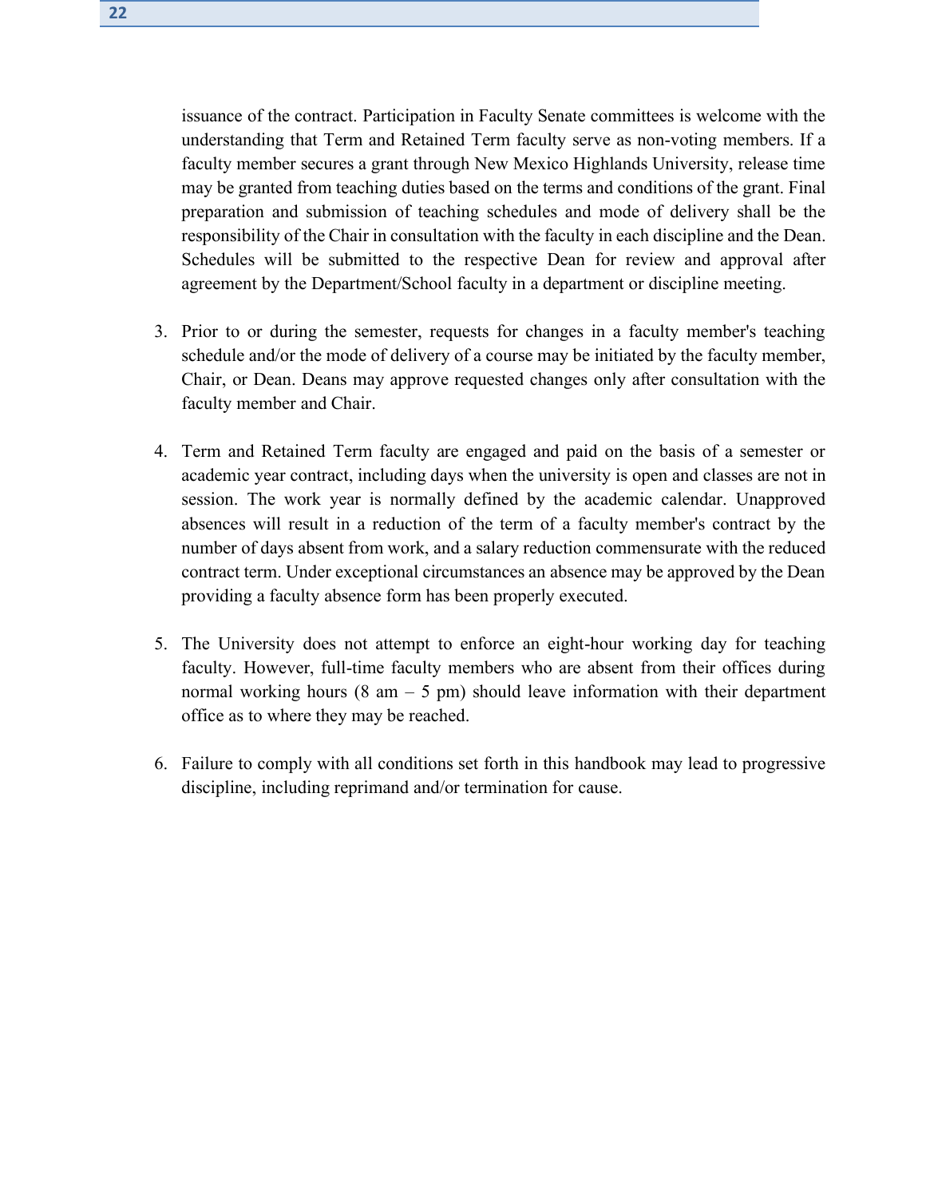issuance of the contract. Participation in Faculty Senate committees is welcome with the understanding that Term and Retained Term faculty serve as non-voting members. If a faculty member secures a grant through New Mexico Highlands University, release time may be granted from teaching duties based on the terms and conditions of the grant. Final preparation and submission of teaching schedules and mode of delivery shall be the responsibility of the Chair in consultation with the faculty in each discipline and the Dean. Schedules will be submitted to the respective Dean for review and approval after agreement by the Department/School faculty in a department or discipline meeting.

3. Prior to or during the semester, requests for changes in a faculty member's teaching schedule and/or the mode of delivery of a course may be initiated by the faculty member, Chair, or Dean. Deans may approve requested changes only after consultation with the faculty member and Chair.

4. Term and Retained Term faculty are engaged and paid on the basis of a semester or academic year contract, including days when the university is open and classes are not in session. The work year is normally defined by the academic calendar. Unapproved absences will result in a reduction of the term of a faculty member's contract by the number of days absent from work, and a salary reduction commensurate with the reduced contract term. Under exceptional circumstances an absence may be approved by the Dean providing a faculty absence form has been properly executed.

5. The University does not attempt to enforce an eight-hour working day for teaching faculty. However, full-time faculty members who are absent from their offices during normal working hours (8 am – 5 pm) should leave information with their department office as to where they may be reached.

6. Failure to comply with all conditions set forth in this handbook may lead to progressive discipline, including reprimand and/or termination for cause.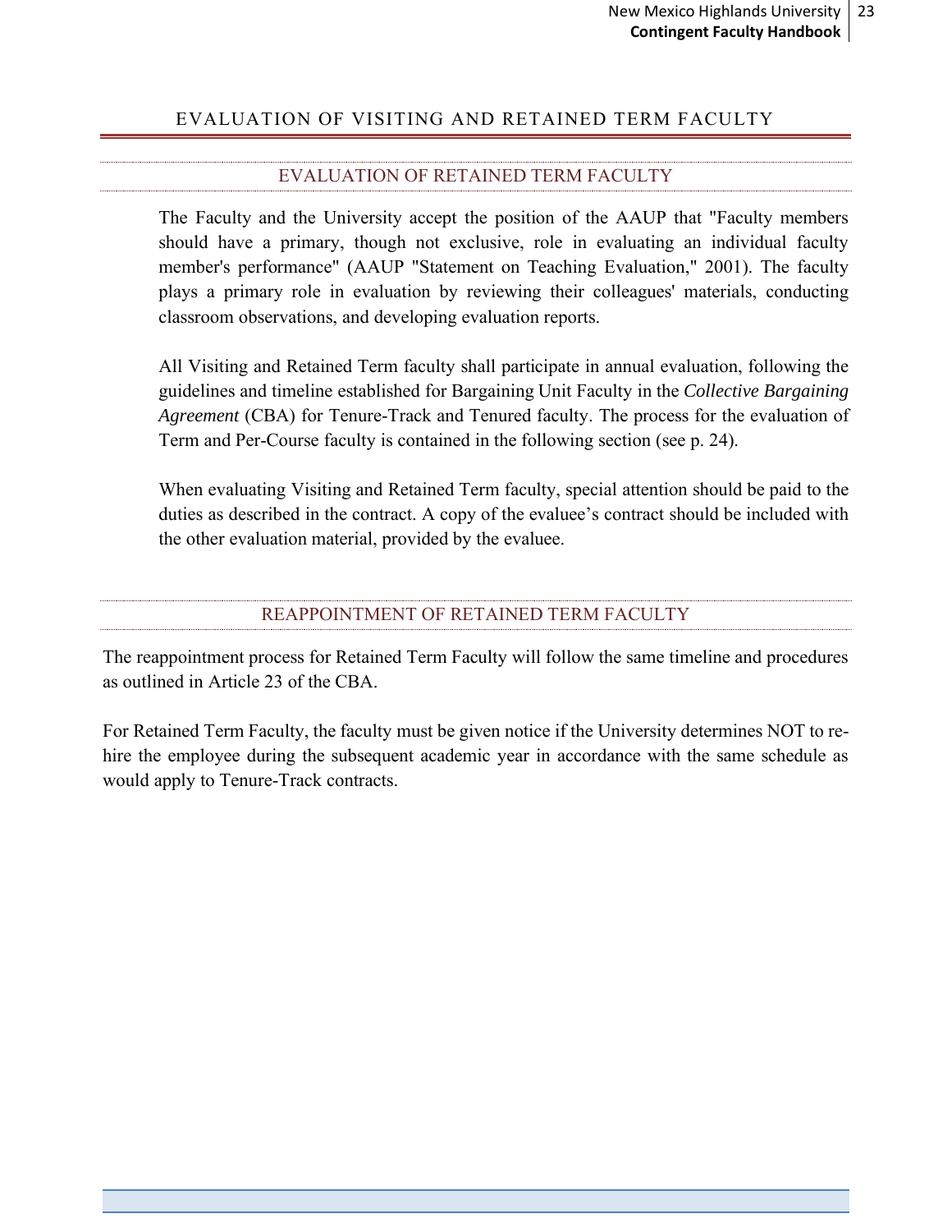# EVALUATION OF VISITING AND RETAINED TERM FACULTY

## EVALUATION OF RETAINED TERM FACULTY

The Faculty and the University accept the position of the AAUP that "Faculty members should have a primary, though not exclusive, role in evaluating an individual faculty member's performance" (AAUP "Statement on Teaching Evaluation," 2001). The faculty plays a primary role in evaluation by reviewing their colleagues' materials, conducting classroom observations, and developing evaluation reports.

All Visiting and Retained Term faculty shall participate in annual evaluation, following the guidelines and timeline established for Bargaining Unit Faculty in the *Collective Bargaining Agreement* (CBA) for Tenure-Track and Tenured faculty. The process for the evaluation of Term and Per-Course faculty is contained in the following section (see p. 24).

When evaluating Visiting and Retained Term faculty, special attention should be paid to the duties as described in the contract. A copy of the evaluee's contract should be included with the other evaluation material, provided by the evaluee.

## REAPPOINTMENT OF RETAINED TERM FACULTY

The reappointment process for Retained Term Faculty will follow the same timeline and procedures as outlined in Article 23 of the CBA.

For Retained Term Faculty, the faculty must be given notice if the University determines NOT to re-hire the employee during the subsequent academic year in accordance with the same schedule as would apply to Tenure-Track contracts.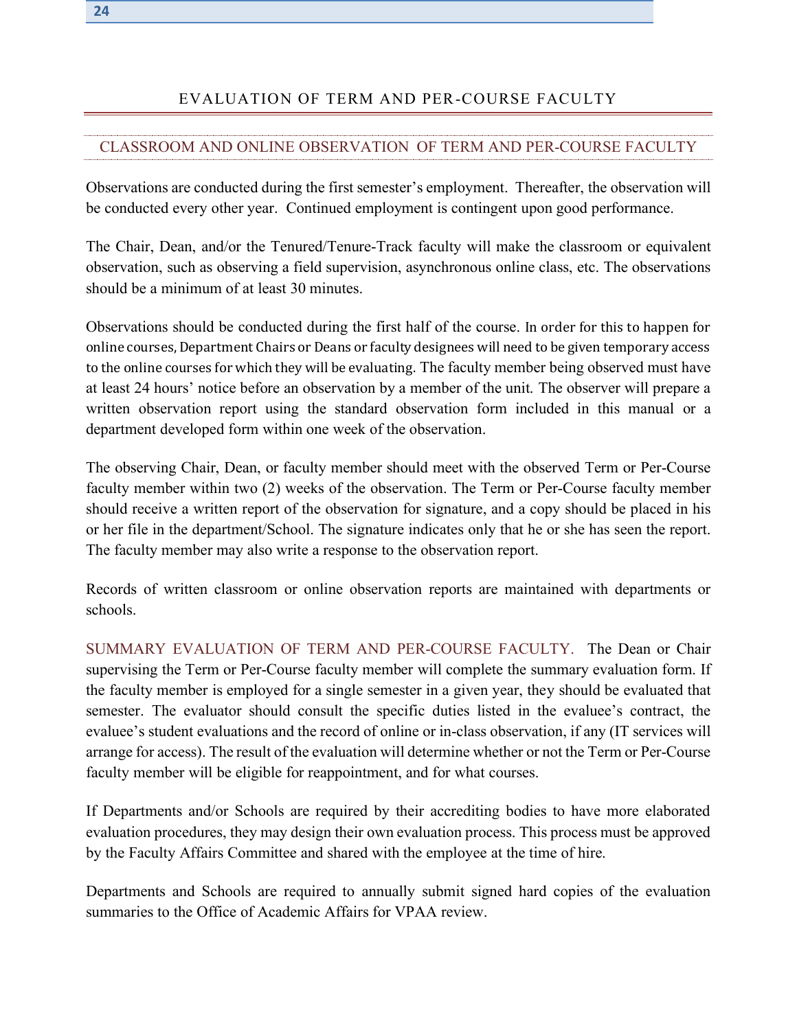# EVALUATION OF TERM AND PER-COURSE FACULTY

## CLASSROOM AND ONLINE OBSERVATION OF TERM AND PER-COURSE FACULTY

Observations are conducted during the first semester's employment. Thereafter, the observation will be conducted every other year. Continued employment is contingent upon good performance.

The Chair, Dean, and/or the Tenured/Tenure-Track faculty will make the classroom or equivalent observation, such as observing a field supervision, asynchronous online class, etc. The observations should be a minimum of at least 30 minutes.

Observations should be conducted during the first half of the course. In order for this to happen for online courses, Department Chairs or Deans or faculty designees will need to be given temporary access to the online courses for which they will be evaluating. The faculty member being observed must have at least 24 hours' notice before an observation by a member of the unit. The observer will prepare a written observation report using the standard observation form included in this manual or a department developed form within one week of the observation.

The observing Chair, Dean, or faculty member should meet with the observed Term or Per-Course faculty member within two (2) weeks of the observation. The Term or Per-Course faculty member should receive a written report of the observation for signature, and a copy should be placed in his or her file in the department/School. The signature indicates only that he or she has seen the report. The faculty member may also write a response to the observation report.

Records of written classroom or online observation reports are maintained with departments or schools.

SUMMARY EVALUATION OF TERM AND PER-COURSE FACULTY. The Dean or Chair supervising the Term or Per-Course faculty member will complete the summary evaluation form. If the faculty member is employed for a single semester in a given year, they should be evaluated that semester. The evaluator should consult the specific duties listed in the evaluee's contract, the evaluee's student evaluations and the record of online or in-class observation, if any (IT services will arrange for access). The result of the evaluation will determine whether or not the Term or Per-Course faculty member will be eligible for reappointment, and for what courses.

If Departments and/or Schools are required by their accrediting bodies to have more elaborated evaluation procedures, they may design their own evaluation process. This process must be approved by the Faculty Affairs Committee and shared with the employee at the time of hire.

Departments and Schools are required to annually submit signed hard copies of the evaluation summaries to the Office of Academic Affairs for VPAA review.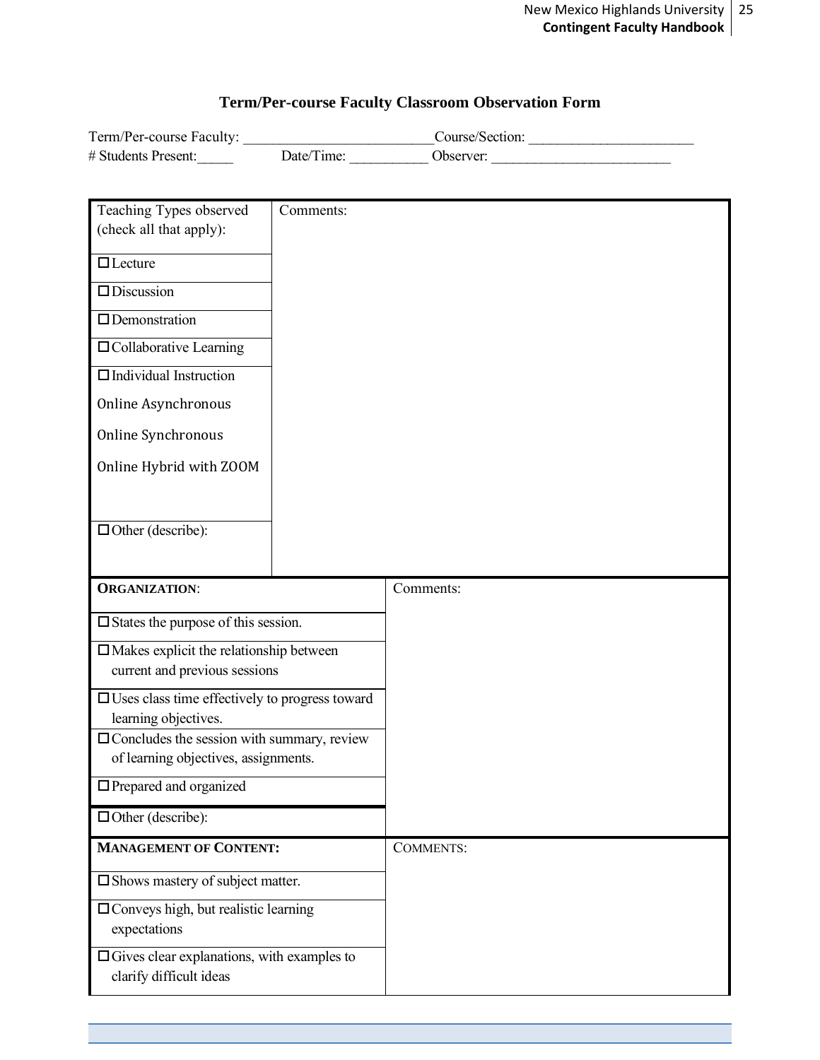## Term/Per-course Faculty Classroom Observation Form

Term/Per-course Faculty: _________________________ Course/Section: _____________________

# Students Present:_____ Date/Time: __________ Observer: _______________________

| Teaching Types observed (check all that apply): | Comments: |
|---|---|
| ☐ Lecture | |
| ☐ Discussion | |
| ☐ Demonstration | |
| ☐ Collaborative Learning | |
| ☐ Individual Instruction<br>Online Asynchronous<br>Online Synchronous<br>Online Hybrid with ZOOM | |
| ☐ Other (describe): | |

| **ORGANIZATION**: | Comments: |
|---|---|
| ☐ States the purpose of this session. | |
| ☐ Makes explicit the relationship between current and previous sessions | |
| ☐ Uses class time effectively to progress toward learning objectives. | |
| ☐ Concludes the session with summary, review of learning objectives, assignments. | |
| ☐ Prepared and organized | |
| ☐ Other (describe): | |

| **MANAGEMENT OF CONTENT:** | COMMENTS: |
|---|---|
| ☐ Shows mastery of subject matter. | |
| ☐ Conveys high, but realistic learning expectations | |
| ☐ Gives clear explanations, with examples to clarify difficult ideas | |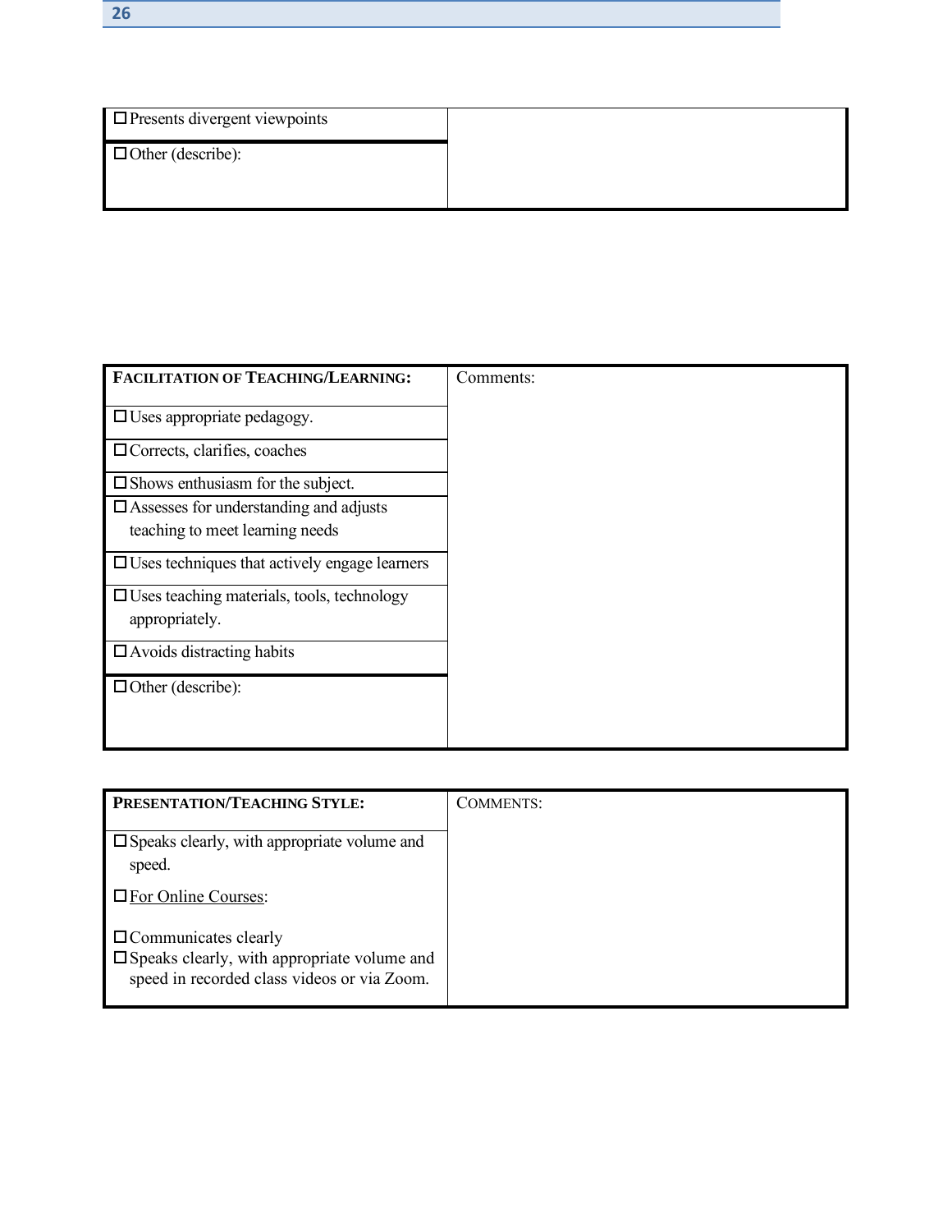| ☐ Presents divergent viewpoints | |
|---|---|
| ☐ Other (describe): | |

| **FACILITATION OF TEACHING/LEARNING:** | Comments: |
|---|---|
| ☐ Uses appropriate pedagogy. | |
| ☐ Corrects, clarifies, coaches | |
| ☐ Shows enthusiasm for the subject. | |
| ☐ Assesses for understanding and adjusts teaching to meet learning needs | |
| ☐ Uses techniques that actively engage learners | |
| ☐ Uses teaching materials, tools, technology appropriately. | |
| ☐ Avoids distracting habits | |
| ☐ Other (describe): | |

| **PRESENTATION/TEACHING STYLE:** | COMMENTS: |
|---|---|
| ☐ Speaks clearly, with appropriate volume and speed.<br><br>☐ For Online Courses:<br><br>☐ Communicates clearly<br>☐ Speaks clearly, with appropriate volume and speed in recorded class videos or via Zoom. | |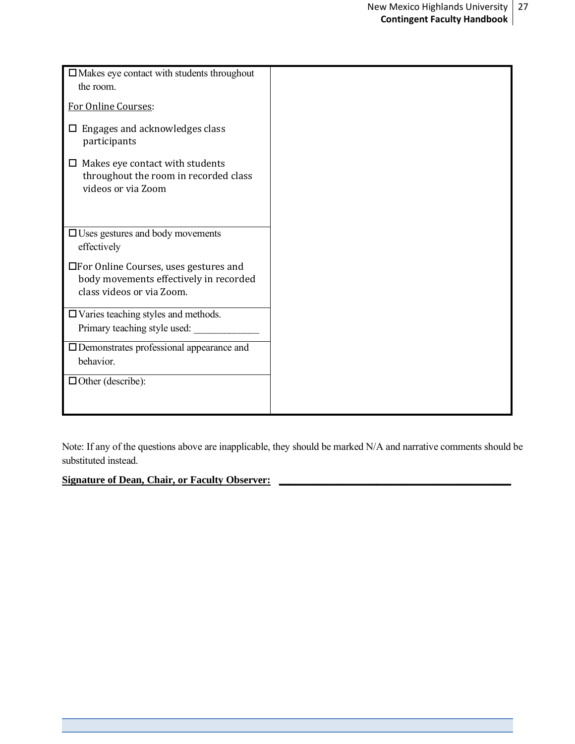| | |
|---|---|
| ☐ Makes eye contact with students throughout the room.<br><br><u>For Online Courses</u>:<br><br>☐ Engages and acknowledges class participants<br><br>☐ Makes eye contact with students throughout the room in recorded class videos or via Zoom | |
| ☐ Uses gestures and body movements effectively<br><br>☐ For Online Courses, uses gestures and body movements effectively in recorded class videos or via Zoom. | |
| ☐ Varies teaching styles and methods. Primary teaching style used: _____________ | |
| ☐ Demonstrates professional appearance and behavior. | |
| ☐ Other (describe): | |

Note: If any of the questions above are inapplicable, they should be marked N/A and narrative comments should be substituted instead.

**<u>Signature of Dean, Chair, or Faculty Observer:</u>** ___________________________________________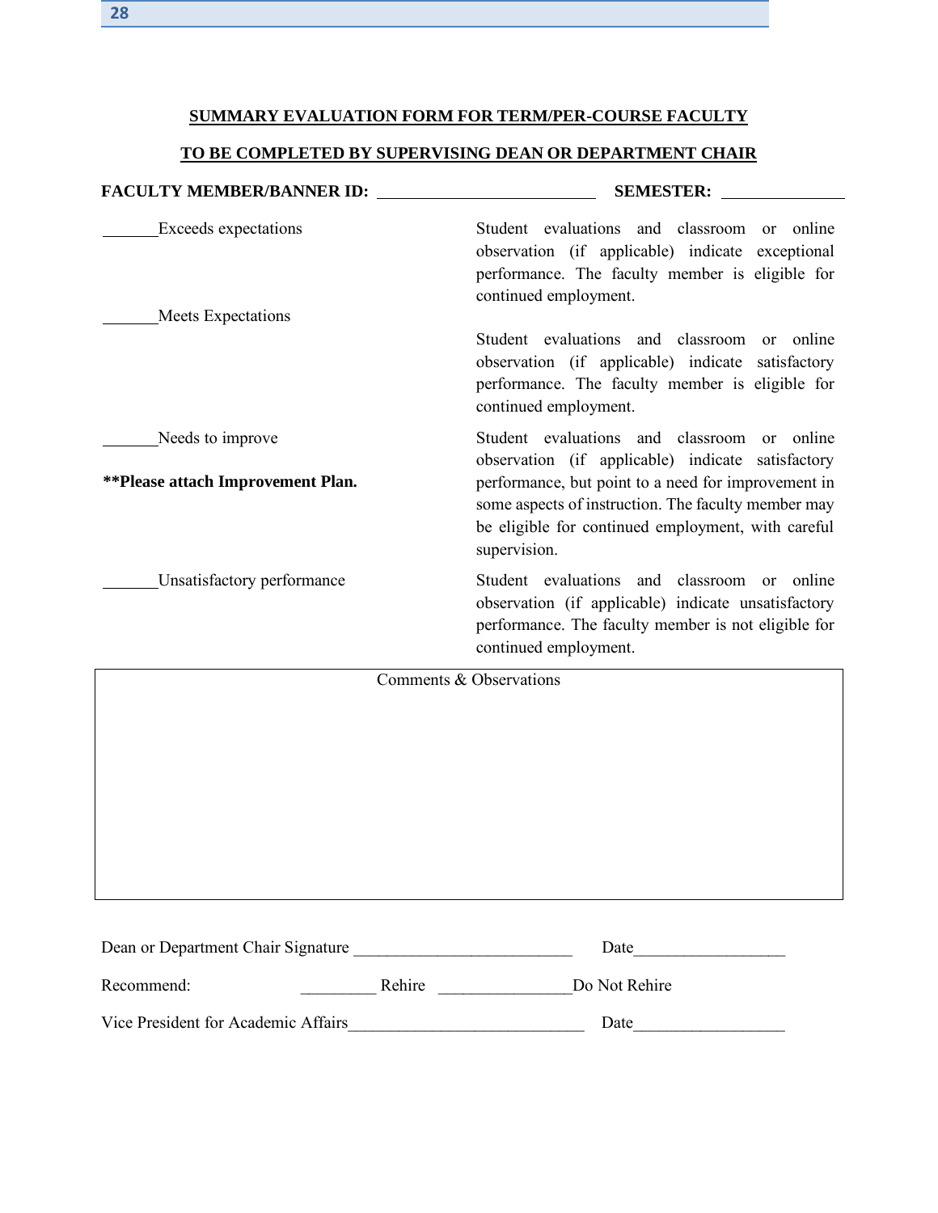## SUMMARY EVALUATION FORM FOR TERM/PER-COURSE FACULTY

## TO BE COMPLETED BY SUPERVISING DEAN OR DEPARTMENT CHAIR

**FACULTY MEMBER/BANNER ID:** ________________________ **SEMESTER:** ______________

| | |
|---|---|
| _______Exceeds expectations | Student evaluations and classroom or online observation (if applicable) indicate exceptional performance. The faculty member is eligible for continued employment. |
| _______Meets Expectations | Student evaluations and classroom or online observation (if applicable) indicate satisfactory performance. The faculty member is eligible for continued employment. |
| _______Needs to improve<br><br>**\*\*Please attach Improvement Plan.** | Student evaluations and classroom or online observation (if applicable) indicate satisfactory performance, but point to a need for improvement in some aspects of instruction. The faculty member may be eligible for continued employment, with careful supervision. |
| _______Unsatisfactory performance | Student evaluations and classroom or online observation (if applicable) indicate unsatisfactory performance. The faculty member is not eligible for continued employment. |

| Comments & Observations |
|---|
| |

Dean or Department Chair Signature __________________________ Date_________________

Recommend: _________ Rehire _______________Do Not Rehire

Vice President for Academic Affairs____________________________ Date_________________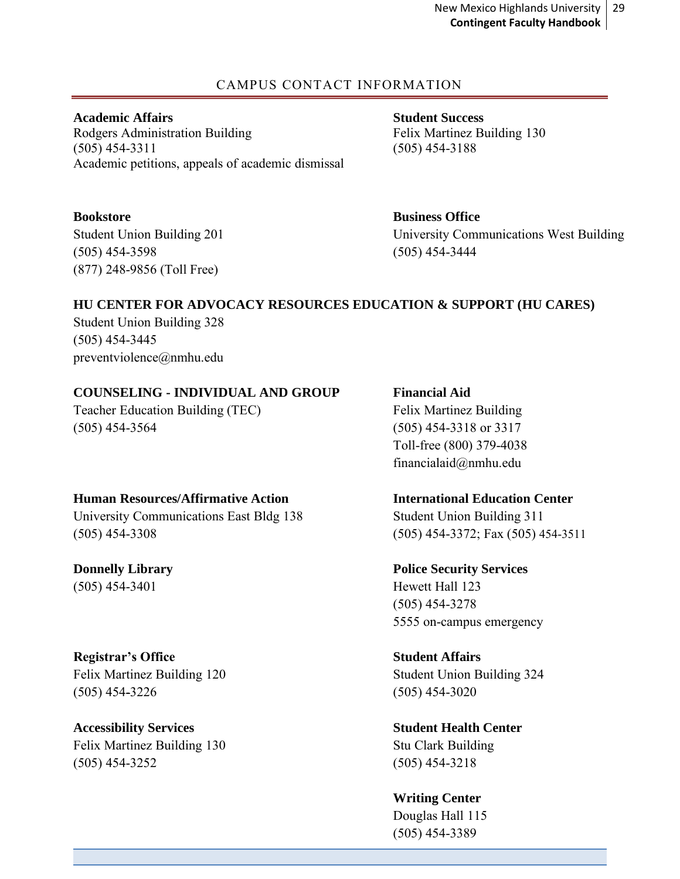## CAMPUS CONTACT INFORMATION

**Academic Affairs**
Rodgers Administration Building
(505) 454-3311
Academic petitions, appeals of academic dismissal

**Student Success**
Felix Martinez Building 130
(505) 454-3188

**Bookstore**
Student Union Building 201
(505) 454-3598
(877) 248-9856 (Toll Free)

**Business Office**
University Communications West Building
(505) 454-3444

**HU CENTER FOR ADVOCACY RESOURCES EDUCATION & SUPPORT (HU CARES)**
Student Union Building 328
(505) 454-3445
preventviolence@nmhu.edu

**COUNSELING - INDIVIDUAL AND GROUP**
Teacher Education Building (TEC)
(505) 454-3564

**Financial Aid**
Felix Martinez Building
(505) 454-3318 or 3317
Toll-free (800) 379-4038
financialaid@nmhu.edu

**Human Resources/Affirmative Action**
University Communications East Bldg 138
(505) 454-3308

**International Education Center**
Student Union Building 311
(505) 454-3372; Fax (505) 454-3511

**Donnelly Library**
(505) 454-3401

**Police Security Services**
Hewett Hall 123
(505) 454-3278
5555 on-campus emergency

**Registrar's Office**
Felix Martinez Building 120
(505) 454-3226

**Student Affairs**
Student Union Building 324
(505) 454-3020

**Accessibility Services**
Felix Martinez Building 130
(505) 454-3252

**Student Health Center**
Stu Clark Building
(505) 454-3218

**Writing Center**
Douglas Hall 115
(505) 454-3389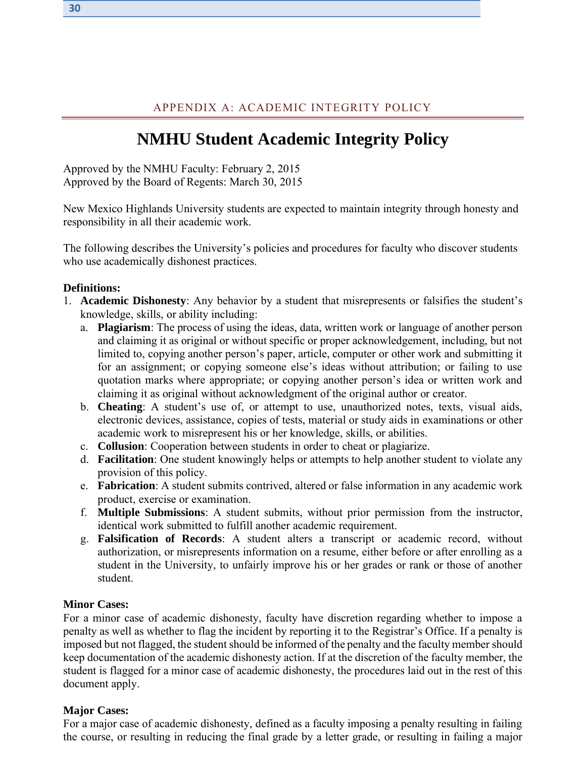## APPENDIX A: ACADEMIC INTEGRITY POLICY

# NMHU Student Academic Integrity Policy

Approved by the NMHU Faculty: February 2, 2015
Approved by the Board of Regents: March 30, 2015

New Mexico Highlands University students are expected to maintain integrity through honesty and responsibility in all their academic work.

The following describes the University's policies and procedures for faculty who discover students who use academically dishonest practices.

**Definitions:**

1. **Academic Dishonesty**: Any behavior by a student that misrepresents or falsifies the student's knowledge, skills, or ability including:
   a. **Plagiarism**: The process of using the ideas, data, written work or language of another person and claiming it as original or without specific or proper acknowledgement, including, but not limited to, copying another person's paper, article, computer or other work and submitting it for an assignment; or copying someone else's ideas without attribution; or failing to use quotation marks where appropriate; or copying another person's idea or written work and claiming it as original without acknowledgment of the original author or creator.
   b. **Cheating**: A student's use of, or attempt to use, unauthorized notes, texts, visual aids, electronic devices, assistance, copies of tests, material or study aids in examinations or other academic work to misrepresent his or her knowledge, skills, or abilities.
   c. **Collusion**: Cooperation between students in order to cheat or plagiarize.
   d. **Facilitation**: One student knowingly helps or attempts to help another student to violate any provision of this policy.
   e. **Fabrication**: A student submits contrived, altered or false information in any academic work product, exercise or examination.
   f. **Multiple Submissions**: A student submits, without prior permission from the instructor, identical work submitted to fulfill another academic requirement.
   g. **Falsification of Records**: A student alters a transcript or academic record, without authorization, or misrepresents information on a resume, either before or after enrolling as a student in the University, to unfairly improve his or her grades or rank or those of another student.

**Minor Cases:**

For a minor case of academic dishonesty, faculty have discretion regarding whether to impose a penalty as well as whether to flag the incident by reporting it to the Registrar's Office. If a penalty is imposed but not flagged, the student should be informed of the penalty and the faculty member should keep documentation of the academic dishonesty action. If at the discretion of the faculty member, the student is flagged for a minor case of academic dishonesty, the procedures laid out in the rest of this document apply.

**Major Cases:**

For a major case of academic dishonesty, defined as a faculty imposing a penalty resulting in failing the course, or resulting in reducing the final grade by a letter grade, or resulting in failing a major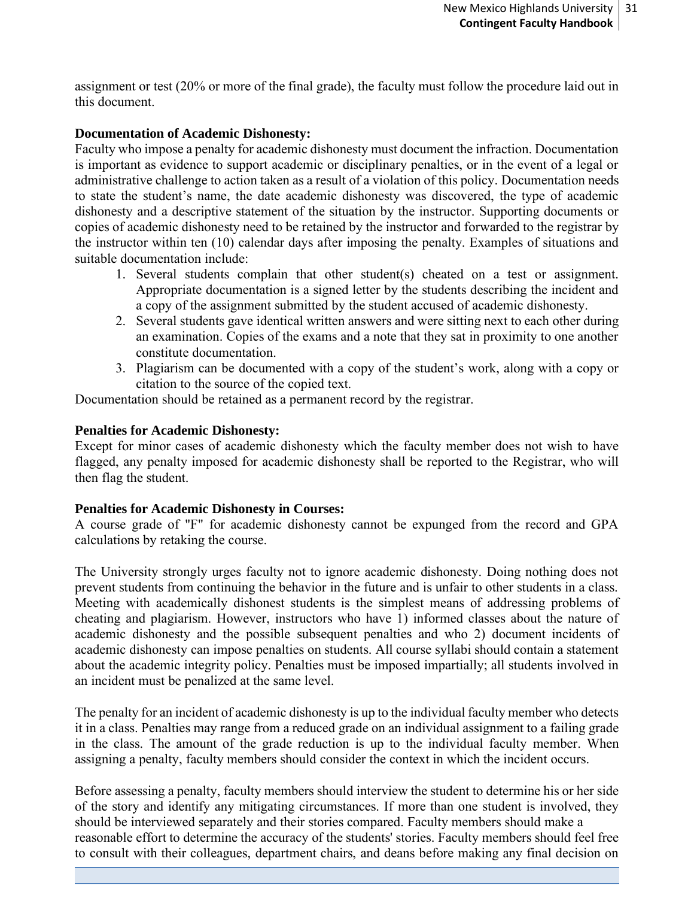assignment or test (20% or more of the final grade), the faculty must follow the procedure laid out in this document.

**Documentation of Academic Dishonesty:**
Faculty who impose a penalty for academic dishonesty must document the infraction. Documentation is important as evidence to support academic or disciplinary penalties, or in the event of a legal or administrative challenge to action taken as a result of a violation of this policy. Documentation needs to state the student's name, the date academic dishonesty was discovered, the type of academic dishonesty and a descriptive statement of the situation by the instructor. Supporting documents or copies of academic dishonesty need to be retained by the instructor and forwarded to the registrar by the instructor within ten (10) calendar days after imposing the penalty. Examples of situations and suitable documentation include:

1. Several students complain that other student(s) cheated on a test or assignment. Appropriate documentation is a signed letter by the students describing the incident and a copy of the assignment submitted by the student accused of academic dishonesty.
2. Several students gave identical written answers and were sitting next to each other during an examination. Copies of the exams and a note that they sat in proximity to one another constitute documentation.
3. Plagiarism can be documented with a copy of the student's work, along with a copy or citation to the source of the copied text.

Documentation should be retained as a permanent record by the registrar.

**Penalties for Academic Dishonesty:**
Except for minor cases of academic dishonesty which the faculty member does not wish to have flagged, any penalty imposed for academic dishonesty shall be reported to the Registrar, who will then flag the student.

**Penalties for Academic Dishonesty in Courses:**
A course grade of "F" for academic dishonesty cannot be expunged from the record and GPA calculations by retaking the course.

The University strongly urges faculty not to ignore academic dishonesty. Doing nothing does not prevent students from continuing the behavior in the future and is unfair to other students in a class. Meeting with academically dishonest students is the simplest means of addressing problems of cheating and plagiarism. However, instructors who have 1) informed classes about the nature of academic dishonesty and the possible subsequent penalties and who 2) document incidents of academic dishonesty can impose penalties on students. All course syllabi should contain a statement about the academic integrity policy. Penalties must be imposed impartially; all students involved in an incident must be penalized at the same level.

The penalty for an incident of academic dishonesty is up to the individual faculty member who detects it in a class. Penalties may range from a reduced grade on an individual assignment to a failing grade in the class. The amount of the grade reduction is up to the individual faculty member. When assigning a penalty, faculty members should consider the context in which the incident occurs.

Before assessing a penalty, faculty members should interview the student to determine his or her side of the story and identify any mitigating circumstances. If more than one student is involved, they should be interviewed separately and their stories compared. Faculty members should make a reasonable effort to determine the accuracy of the students' stories. Faculty members should feel free to consult with their colleagues, department chairs, and deans before making any final decision on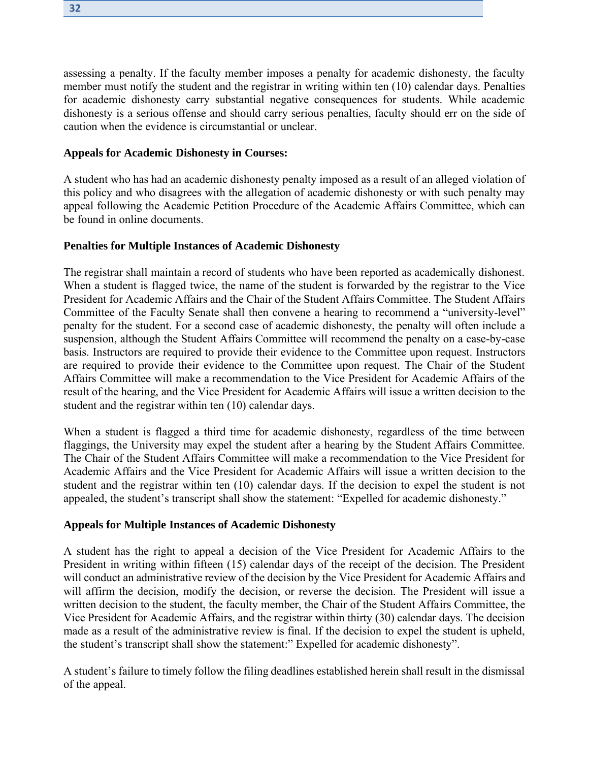assessing a penalty. If the faculty member imposes a penalty for academic dishonesty, the faculty member must notify the student and the registrar in writing within ten (10) calendar days. Penalties for academic dishonesty carry substantial negative consequences for students. While academic dishonesty is a serious offense and should carry serious penalties, faculty should err on the side of caution when the evidence is circumstantial or unclear.

**Appeals for Academic Dishonesty in Courses:**

A student who has had an academic dishonesty penalty imposed as a result of an alleged violation of this policy and who disagrees with the allegation of academic dishonesty or with such penalty may appeal following the Academic Petition Procedure of the Academic Affairs Committee, which can be found in online documents.

**Penalties for Multiple Instances of Academic Dishonesty**

The registrar shall maintain a record of students who have been reported as academically dishonest. When a student is flagged twice, the name of the student is forwarded by the registrar to the Vice President for Academic Affairs and the Chair of the Student Affairs Committee. The Student Affairs Committee of the Faculty Senate shall then convene a hearing to recommend a "university-level" penalty for the student. For a second case of academic dishonesty, the penalty will often include a suspension, although the Student Affairs Committee will recommend the penalty on a case-by-case basis. Instructors are required to provide their evidence to the Committee upon request. Instructors are required to provide their evidence to the Committee upon request. The Chair of the Student Affairs Committee will make a recommendation to the Vice President for Academic Affairs of the result of the hearing, and the Vice President for Academic Affairs will issue a written decision to the student and the registrar within ten (10) calendar days.

When a student is flagged a third time for academic dishonesty, regardless of the time between flaggings, the University may expel the student after a hearing by the Student Affairs Committee. The Chair of the Student Affairs Committee will make a recommendation to the Vice President for Academic Affairs and the Vice President for Academic Affairs will issue a written decision to the student and the registrar within ten (10) calendar days. If the decision to expel the student is not appealed, the student's transcript shall show the statement: "Expelled for academic dishonesty."

**Appeals for Multiple Instances of Academic Dishonesty**

A student has the right to appeal a decision of the Vice President for Academic Affairs to the President in writing within fifteen (15) calendar days of the receipt of the decision. The President will conduct an administrative review of the decision by the Vice President for Academic Affairs and will affirm the decision, modify the decision, or reverse the decision. The President will issue a written decision to the student, the faculty member, the Chair of the Student Affairs Committee, the Vice President for Academic Affairs, and the registrar within thirty (30) calendar days. The decision made as a result of the administrative review is final. If the decision to expel the student is upheld, the student's transcript shall show the statement:" Expelled for academic dishonesty".

A student's failure to timely follow the filing deadlines established herein shall result in the dismissal of the appeal.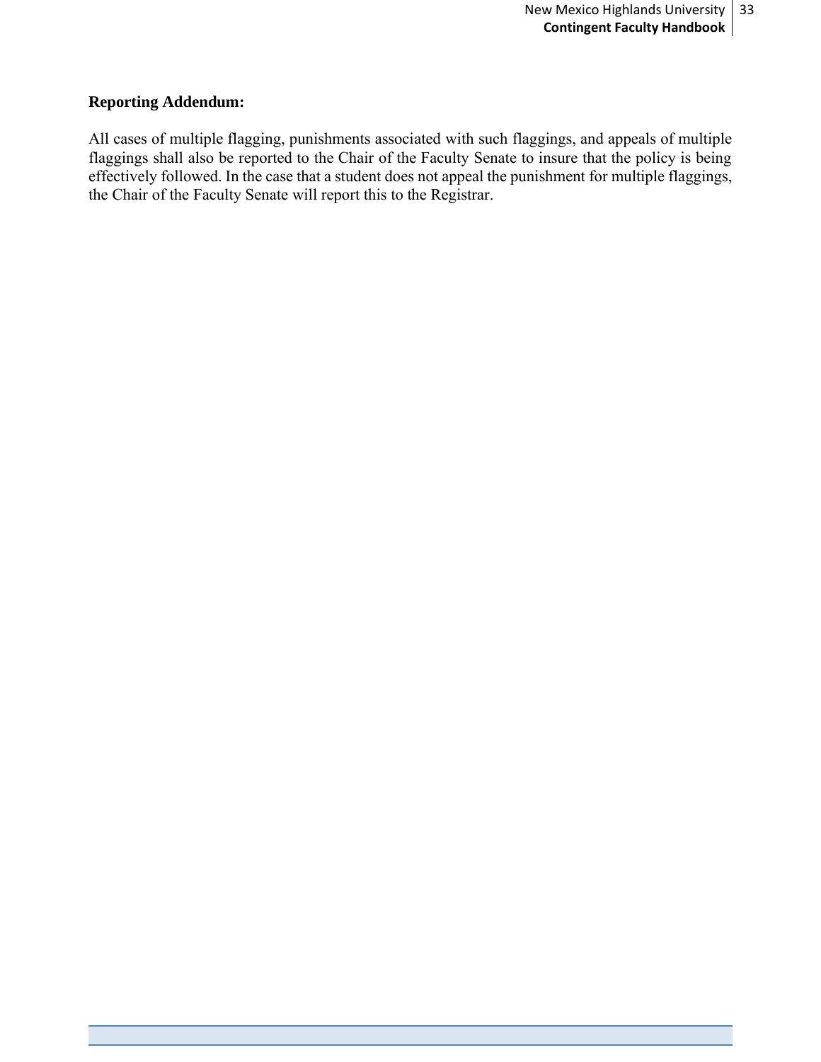**Reporting Addendum:**

All cases of multiple flagging, punishments associated with such flaggings, and appeals of multiple flaggings shall also be reported to the Chair of the Faculty Senate to insure that the policy is being effectively followed. In the case that a student does not appeal the punishment for multiple flaggings, the Chair of the Faculty Senate will report this to the Registrar.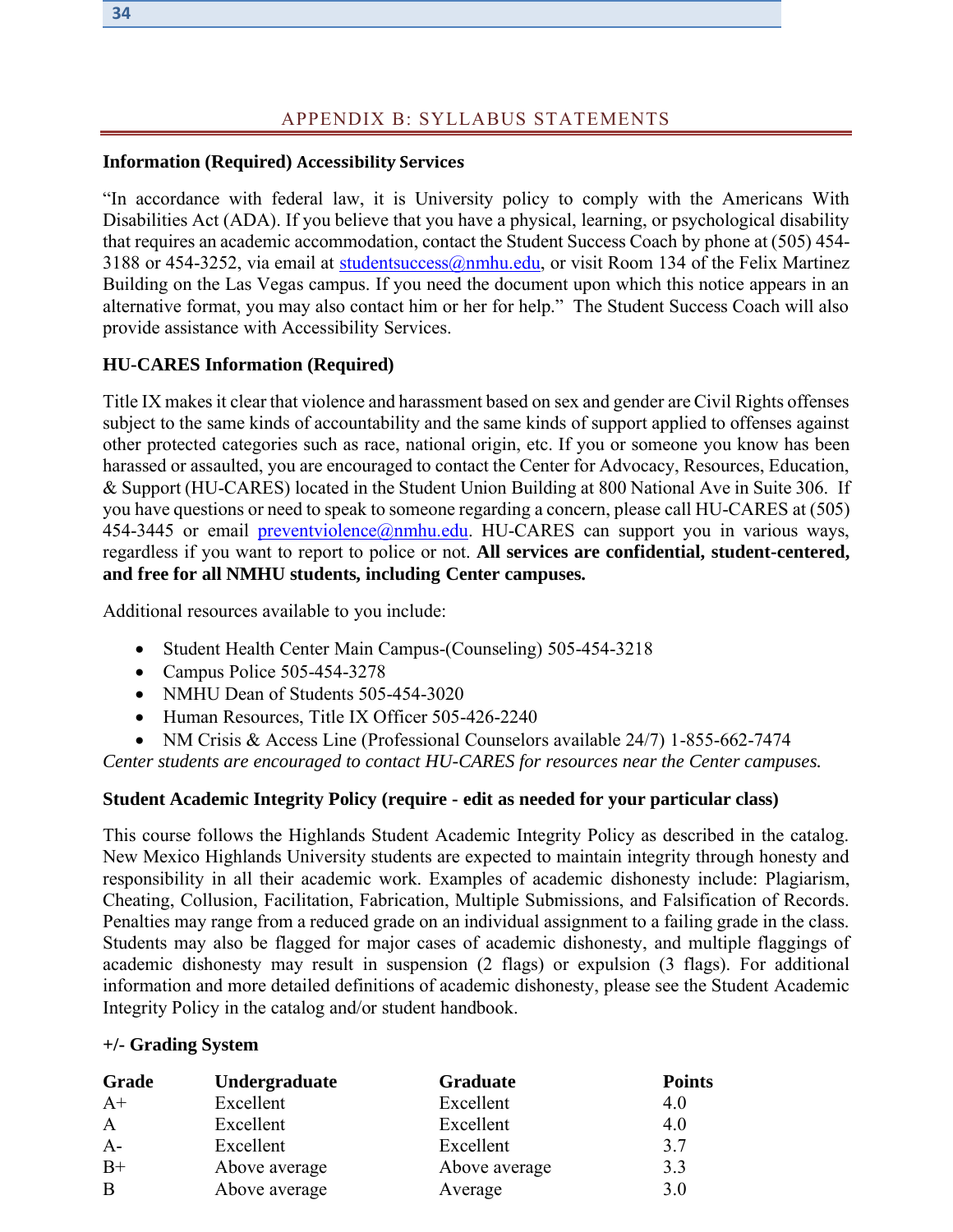# APPENDIX B: SYLLABUS STATEMENTS

**Information (Required) Accessibility Services**

"In accordance with federal law, it is University policy to comply with the Americans With Disabilities Act (ADA). If you believe that you have a physical, learning, or psychological disability that requires an academic accommodation, contact the Student Success Coach by phone at (505) 454-3188 or 454-3252, via email at studentsuccess@nmhu.edu, or visit Room 134 of the Felix Martinez Building on the Las Vegas campus. If you need the document upon which this notice appears in an alternative format, you may also contact him or her for help." The Student Success Coach will also provide assistance with Accessibility Services.

**HU-CARES Information (Required)**

Title IX makes it clear that violence and harassment based on sex and gender are Civil Rights offenses subject to the same kinds of accountability and the same kinds of support applied to offenses against other protected categories such as race, national origin, etc. If you or someone you know has been harassed or assaulted, you are encouraged to contact the Center for Advocacy, Resources, Education, & Support (HU-CARES) located in the Student Union Building at 800 National Ave in Suite 306. If you have questions or need to speak to someone regarding a concern, please call HU-CARES at (505) 454-3445 or email preventviolence@nmhu.edu. HU-CARES can support you in various ways, regardless if you want to report to police or not. **All services are confidential, student-centered, and free for all NMHU students, including Center campuses.**

Additional resources available to you include:

- Student Health Center Main Campus-(Counseling) 505-454-3218
- Campus Police 505-454-3278
- NMHU Dean of Students 505-454-3020
- Human Resources, Title IX Officer 505-426-2240
- NM Crisis & Access Line (Professional Counselors available 24/7) 1-855-662-7474

*Center students are encouraged to contact HU-CARES for resources near the Center campuses.*

**Student Academic Integrity Policy (require - edit as needed for your particular class)**

This course follows the Highlands Student Academic Integrity Policy as described in the catalog. New Mexico Highlands University students are expected to maintain integrity through honesty and responsibility in all their academic work. Examples of academic dishonesty include: Plagiarism, Cheating, Collusion, Facilitation, Fabrication, Multiple Submissions, and Falsification of Records. Penalties may range from a reduced grade on an individual assignment to a failing grade in the class. Students may also be flagged for major cases of academic dishonesty, and multiple flaggings of academic dishonesty may result in suspension (2 flags) or expulsion (3 flags). For additional information and more detailed definitions of academic dishonesty, please see the Student Academic Integrity Policy in the catalog and/or student handbook.

**+/- Grading System**

| Grade | Undergraduate | Graduate | Points |
|---|---|---|---|
| A+ | Excellent | Excellent | 4.0 |
| A | Excellent | Excellent | 4.0 |
| A- | Excellent | Excellent | 3.7 |
| B+ | Above average | Above average | 3.3 |
| B | Above average | Average | 3.0 |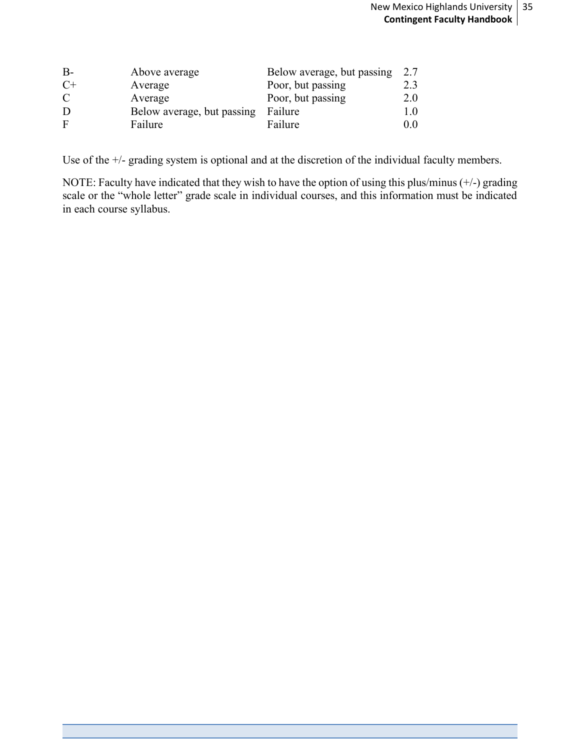| | | | |
|---|---|---|---|
| B- | Above average | Below average, but passing | 2.7 |
| C+ | Average | Poor, but passing | 2.3 |
| C | Average | Poor, but passing | 2.0 |
| D | Below average, but passing | Failure | 1.0 |
| F | Failure | Failure | 0.0 |

Use of the +/- grading system is optional and at the discretion of the individual faculty members.

NOTE: Faculty have indicated that they wish to have the option of using this plus/minus (+/-) grading scale or the "whole letter" grade scale in individual courses, and this information must be indicated in each course syllabus.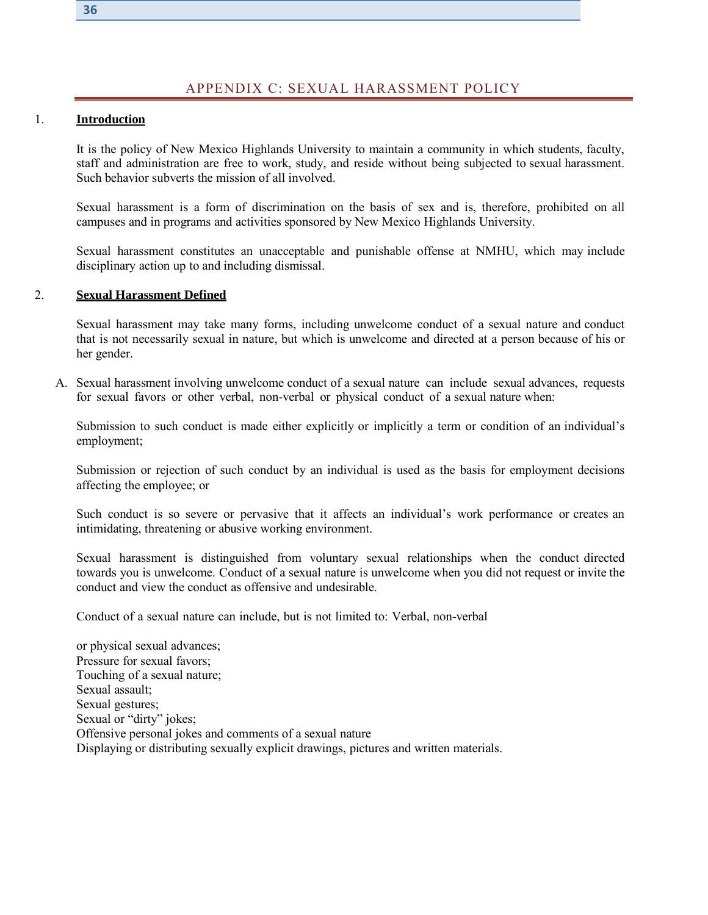# APPENDIX C: SEXUAL HARASSMENT POLICY

1. **Introduction**

It is the policy of New Mexico Highlands University to maintain a community in which students, faculty, staff and administration are free to work, study, and reside without being subjected to sexual harassment. Such behavior subverts the mission of all involved.

Sexual harassment is a form of discrimination on the basis of sex and is, therefore, prohibited on all campuses and in programs and activities sponsored by New Mexico Highlands University.

Sexual harassment constitutes an unacceptable and punishable offense at NMHU, which may include disciplinary action up to and including dismissal.

2. **Sexual Harassment Defined**

Sexual harassment may take many forms, including unwelcome conduct of a sexual nature and conduct that is not necessarily sexual in nature, but which is unwelcome and directed at a person because of his or her gender.

A. Sexual harassment involving unwelcome conduct of a sexual nature can include sexual advances, requests for sexual favors or other verbal, non-verbal or physical conduct of a sexual nature when:

Submission to such conduct is made either explicitly or implicitly a term or condition of an individual's employment;

Submission or rejection of such conduct by an individual is used as the basis for employment decisions affecting the employee; or

Such conduct is so severe or pervasive that it affects an individual's work performance or creates an intimidating, threatening or abusive working environment.

Sexual harassment is distinguished from voluntary sexual relationships when the conduct directed towards you is unwelcome. Conduct of a sexual nature is unwelcome when you did not request or invite the conduct and view the conduct as offensive and undesirable.

Conduct of a sexual nature can include, but is not limited to: Verbal, non-verbal

or physical sexual advances;
Pressure for sexual favors;
Touching of a sexual nature;
Sexual assault;
Sexual gestures;
Sexual or "dirty" jokes;
Offensive personal jokes and comments of a sexual nature
Displaying or distributing sexually explicit drawings, pictures and written materials.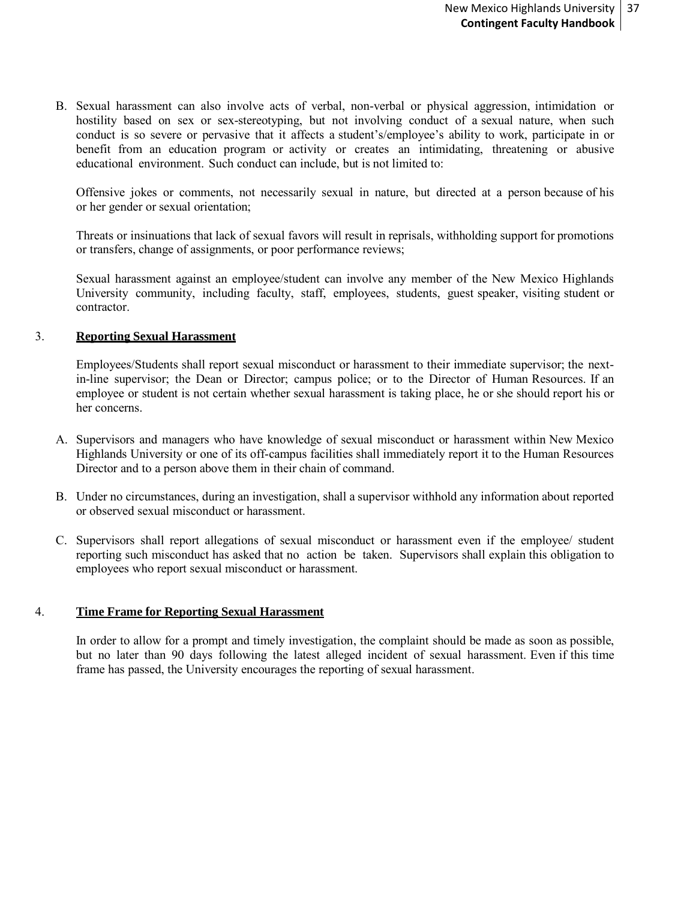B. Sexual harassment can also involve acts of verbal, non-verbal or physical aggression, intimidation or hostility based on sex or sex-stereotyping, but not involving conduct of a sexual nature, when such conduct is so severe or pervasive that it affects a student's/employee's ability to work, participate in or benefit from an education program or activity or creates an intimidating, threatening or abusive educational environment. Such conduct can include, but is not limited to:

   Offensive jokes or comments, not necessarily sexual in nature, but directed at a person because of his or her gender or sexual orientation;

   Threats or insinuations that lack of sexual favors will result in reprisals, withholding support for promotions or transfers, change of assignments, or poor performance reviews;

   Sexual harassment against an employee/student can involve any member of the New Mexico Highlands University community, including faculty, staff, employees, students, guest speaker, visiting student or contractor.

3. **Reporting Sexual Harassment**

Employees/Students shall report sexual misconduct or harassment to their immediate supervisor; the next-in-line supervisor; the Dean or Director; campus police; or to the Director of Human Resources. If an employee or student is not certain whether sexual harassment is taking place, he or she should report his or her concerns.

A. Supervisors and managers who have knowledge of sexual misconduct or harassment within New Mexico Highlands University or one of its off-campus facilities shall immediately report it to the Human Resources Director and to a person above them in their chain of command.

B. Under no circumstances, during an investigation, shall a supervisor withhold any information about reported or observed sexual misconduct or harassment.

C. Supervisors shall report allegations of sexual misconduct or harassment even if the employee/ student reporting such misconduct has asked that no action be taken. Supervisors shall explain this obligation to employees who report sexual misconduct or harassment.

4. **Time Frame for Reporting Sexual Harassment**

In order to allow for a prompt and timely investigation, the complaint should be made as soon as possible, but no later than 90 days following the latest alleged incident of sexual harassment. Even if this time frame has passed, the University encourages the reporting of sexual harassment.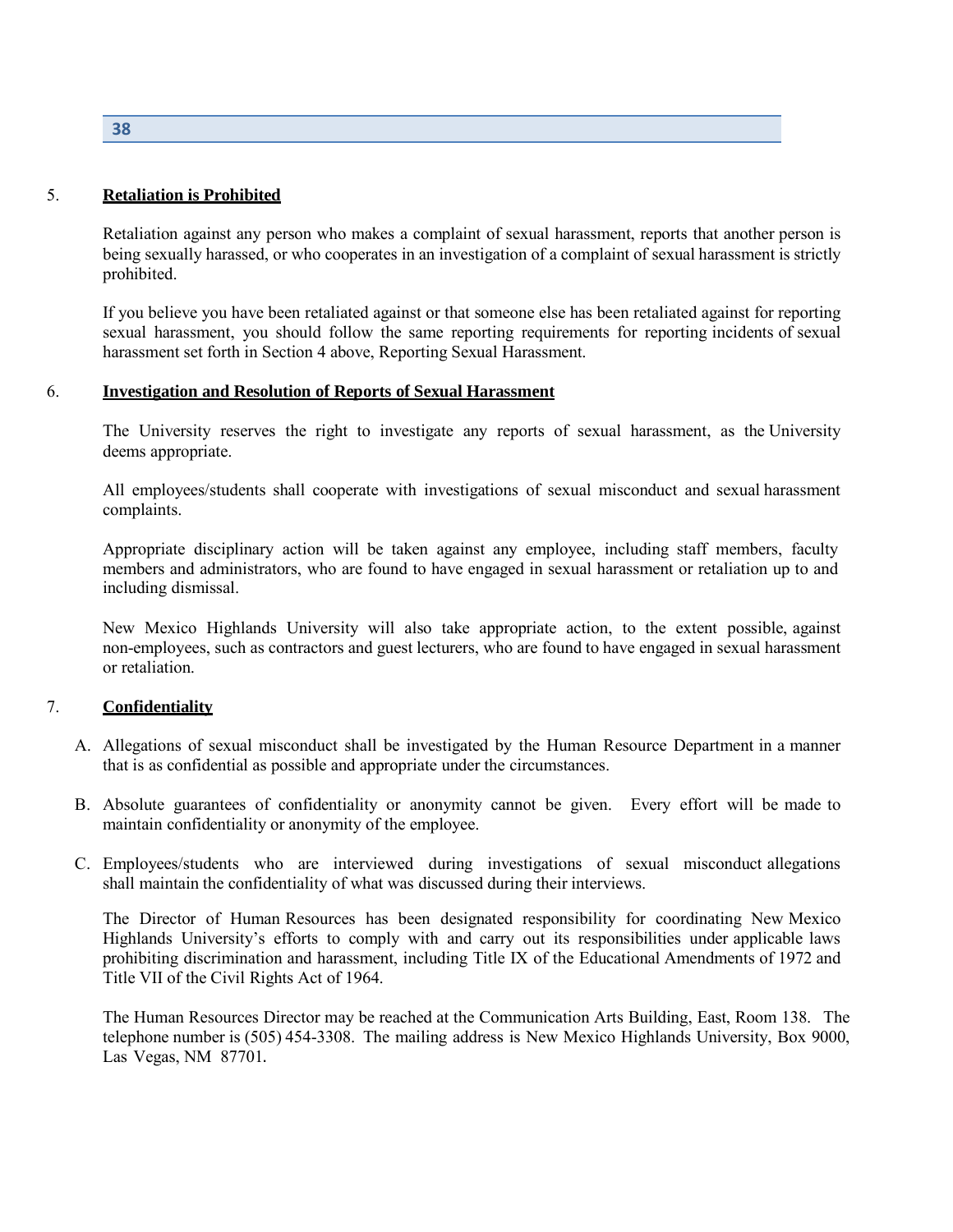5. **Retaliation is Prohibited**

Retaliation against any person who makes a complaint of sexual harassment, reports that another person is being sexually harassed, or who cooperates in an investigation of a complaint of sexual harassment is strictly prohibited.

If you believe you have been retaliated against or that someone else has been retaliated against for reporting sexual harassment, you should follow the same reporting requirements for reporting incidents of sexual harassment set forth in Section 4 above, Reporting Sexual Harassment.

6. **Investigation and Resolution of Reports of Sexual Harassment**

The University reserves the right to investigate any reports of sexual harassment, as the University deems appropriate.

All employees/students shall cooperate with investigations of sexual misconduct and sexual harassment complaints.

Appropriate disciplinary action will be taken against any employee, including staff members, faculty members and administrators, who are found to have engaged in sexual harassment or retaliation up to and including dismissal.

New Mexico Highlands University will also take appropriate action, to the extent possible, against non-employees, such as contractors and guest lecturers, who are found to have engaged in sexual harassment or retaliation.

7. **Confidentiality**

A. Allegations of sexual misconduct shall be investigated by the Human Resource Department in a manner that is as confidential as possible and appropriate under the circumstances.

B. Absolute guarantees of confidentiality or anonymity cannot be given. Every effort will be made to maintain confidentiality or anonymity of the employee.

C. Employees/students who are interviewed during investigations of sexual misconduct allegations shall maintain the confidentiality of what was discussed during their interviews.

The Director of Human Resources has been designated responsibility for coordinating New Mexico Highlands University's efforts to comply with and carry out its responsibilities under applicable laws prohibiting discrimination and harassment, including Title IX of the Educational Amendments of 1972 and Title VII of the Civil Rights Act of 1964.

The Human Resources Director may be reached at the Communication Arts Building, East, Room 138. The telephone number is (505) 454-3308. The mailing address is New Mexico Highlands University, Box 9000, Las Vegas, NM 87701.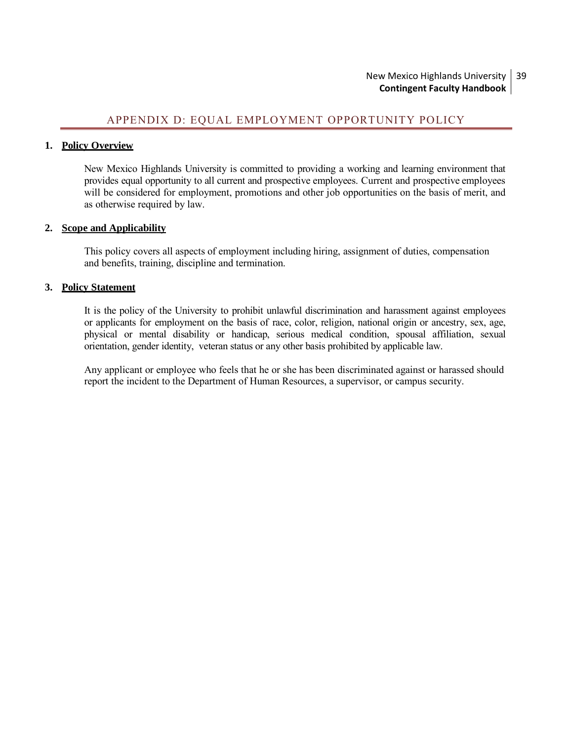# APPENDIX D: EQUAL EMPLOYMENT OPPORTUNITY POLICY

## 1. Policy Overview

New Mexico Highlands University is committed to providing a working and learning environment that provides equal opportunity to all current and prospective employees. Current and prospective employees will be considered for employment, promotions and other job opportunities on the basis of merit, and as otherwise required by law.

## 2. Scope and Applicability

This policy covers all aspects of employment including hiring, assignment of duties, compensation and benefits, training, discipline and termination.

## 3. Policy Statement

It is the policy of the University to prohibit unlawful discrimination and harassment against employees or applicants for employment on the basis of race, color, religion, national origin or ancestry, sex, age, physical or mental disability or handicap, serious medical condition, spousal affiliation, sexual orientation, gender identity, veteran status or any other basis prohibited by applicable law.

Any applicant or employee who feels that he or she has been discriminated against or harassed should report the incident to the Department of Human Resources, a supervisor, or campus security.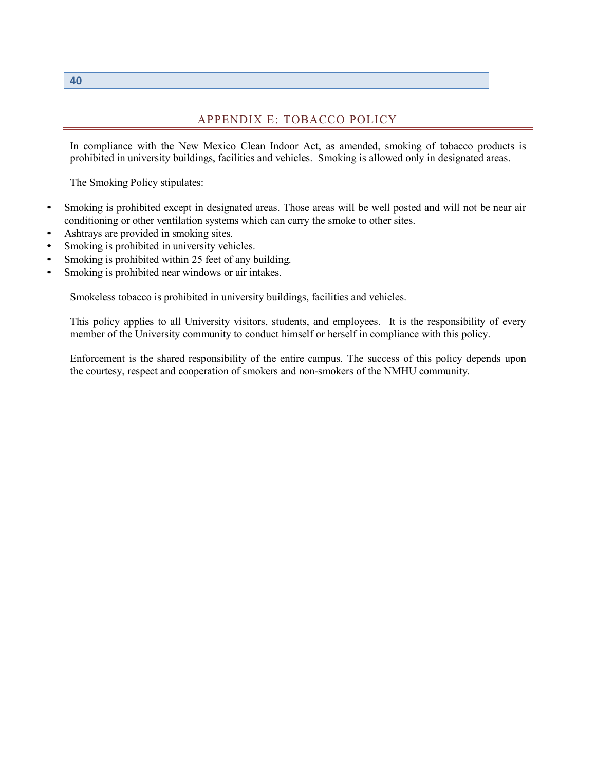# APPENDIX E: TOBACCO POLICY

In compliance with the New Mexico Clean Indoor Act, as amended, smoking of tobacco products is prohibited in university buildings, facilities and vehicles. Smoking is allowed only in designated areas.

The Smoking Policy stipulates:

- Smoking is prohibited except in designated areas. Those areas will be well posted and will not be near air conditioning or other ventilation systems which can carry the smoke to other sites.
- Ashtrays are provided in smoking sites.
- Smoking is prohibited in university vehicles.
- Smoking is prohibited within 25 feet of any building.
- Smoking is prohibited near windows or air intakes.

Smokeless tobacco is prohibited in university buildings, facilities and vehicles.

This policy applies to all University visitors, students, and employees. It is the responsibility of every member of the University community to conduct himself or herself in compliance with this policy.

Enforcement is the shared responsibility of the entire campus. The success of this policy depends upon the courtesy, respect and cooperation of smokers and non-smokers of the NMHU community.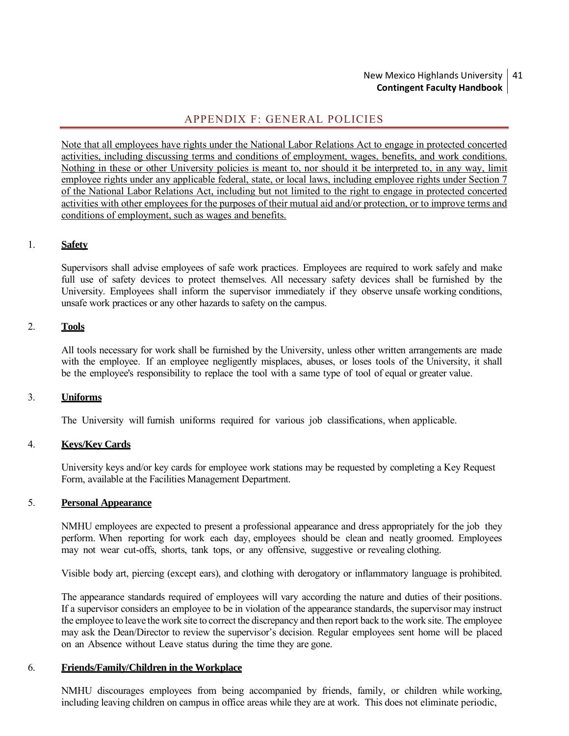# APPENDIX F: GENERAL POLICIES

Note that all employees have rights under the National Labor Relations Act to engage in protected concerted activities, including discussing terms and conditions of employment, wages, benefits, and work conditions. Nothing in these or other University policies is meant to, nor should it be interpreted to, in any way, limit employee rights under any applicable federal, state, or local laws, including employee rights under Section 7 of the National Labor Relations Act, including but not limited to the right to engage in protected concerted activities with other employees for the purposes of their mutual aid and/or protection, or to improve terms and conditions of employment, such as wages and benefits.

1. **Safety**

   Supervisors shall advise employees of safe work practices. Employees are required to work safely and make full use of safety devices to protect themselves. All necessary safety devices shall be furnished by the University. Employees shall inform the supervisor immediately if they observe unsafe working conditions, unsafe work practices or any other hazards to safety on the campus.

2. **Tools**

   All tools necessary for work shall be furnished by the University, unless other written arrangements are made with the employee. If an employee negligently misplaces, abuses, or loses tools of the University, it shall be the employee's responsibility to replace the tool with a same type of tool of equal or greater value.

3. **Uniforms**

   The University will furnish uniforms required for various job classifications, when applicable.

4. **Keys/Key Cards**

   University keys and/or key cards for employee work stations may be requested by completing a Key Request Form, available at the Facilities Management Department.

5. **Personal Appearance**

   NMHU employees are expected to present a professional appearance and dress appropriately for the job they perform. When reporting for work each day, employees should be clean and neatly groomed. Employees may not wear cut-offs, shorts, tank tops, or any offensive, suggestive or revealing clothing.

   Visible body art, piercing (except ears), and clothing with derogatory or inflammatory language is prohibited.

   The appearance standards required of employees will vary according the nature and duties of their positions. If a supervisor considers an employee to be in violation of the appearance standards, the supervisor may instruct the employee to leave the work site to correct the discrepancy and then report back to the work site. The employee may ask the Dean/Director to review the supervisor's decision. Regular employees sent home will be placed on an Absence without Leave status during the time they are gone.

6. **Friends/Family/Children in the Workplace**

   NMHU discourages employees from being accompanied by friends, family, or children while working, including leaving children on campus in office areas while they are at work. This does not eliminate periodic,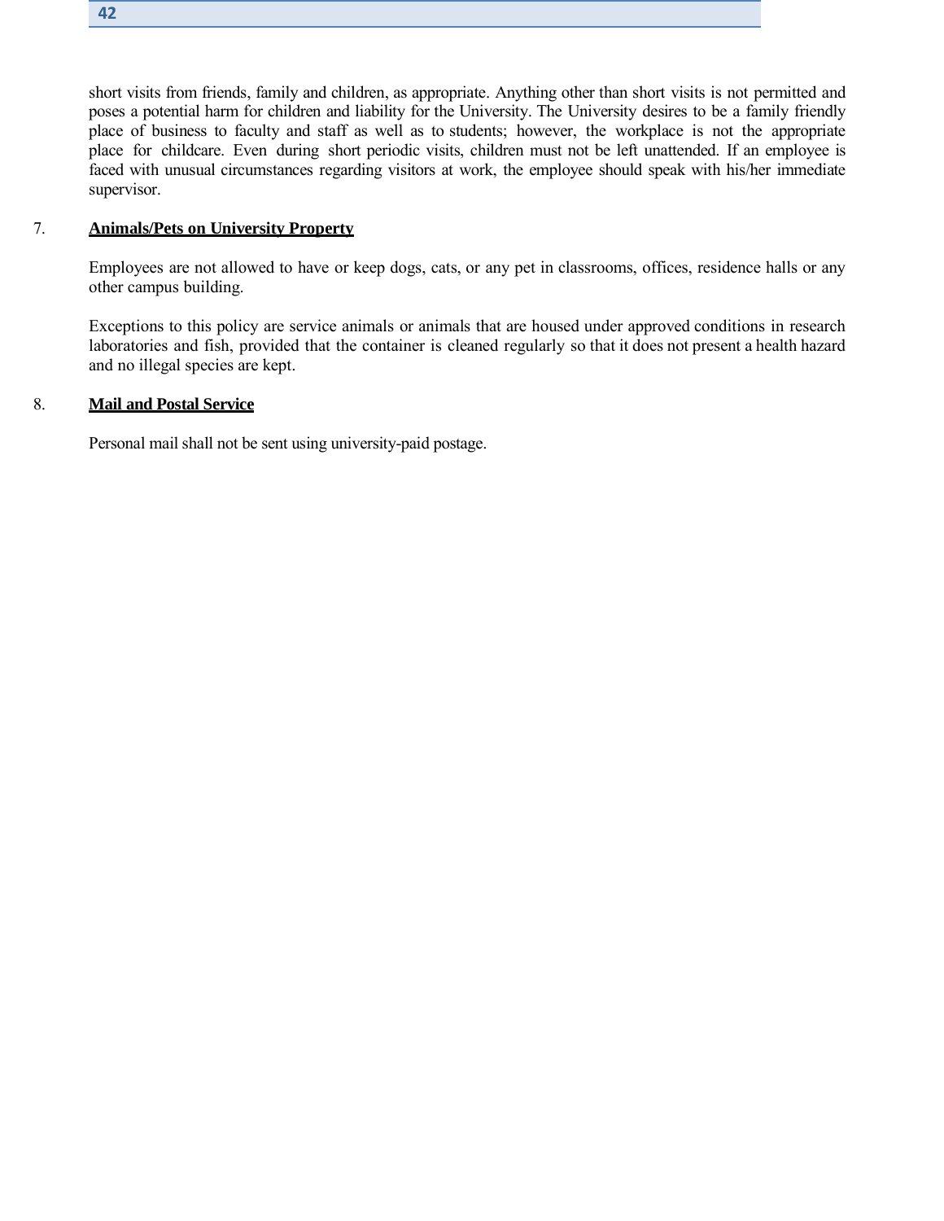short visits from friends, family and children, as appropriate. Anything other than short visits is not permitted and poses a potential harm for children and liability for the University. The University desires to be a family friendly place of business to faculty and staff as well as to students; however, the workplace is not the appropriate place for childcare. Even during short periodic visits, children must not be left unattended. If an employee is faced with unusual circumstances regarding visitors at work, the employee should speak with his/her immediate supervisor.

7. **Animals/Pets on University Property**

Employees are not allowed to have or keep dogs, cats, or any pet in classrooms, offices, residence halls or any other campus building.

Exceptions to this policy are service animals or animals that are housed under approved conditions in research laboratories and fish, provided that the container is cleaned regularly so that it does not present a health hazard and no illegal species are kept.

8. **Mail and Postal Service**

Personal mail shall not be sent using university-paid postage.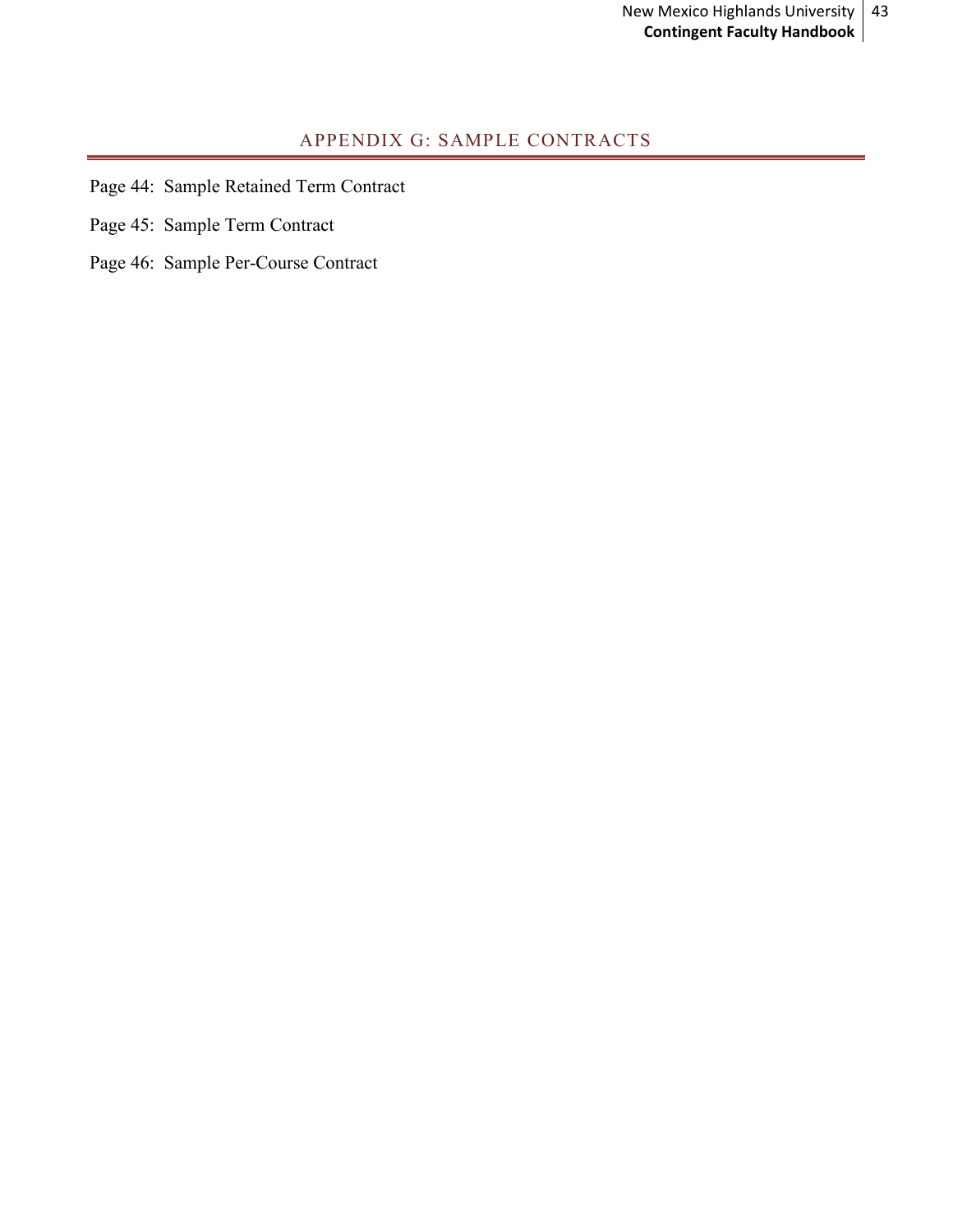# APPENDIX G: SAMPLE CONTRACTS

Page 44: Sample Retained Term Contract

Page 45: Sample Term Contract

Page 46: Sample Per-Course Contract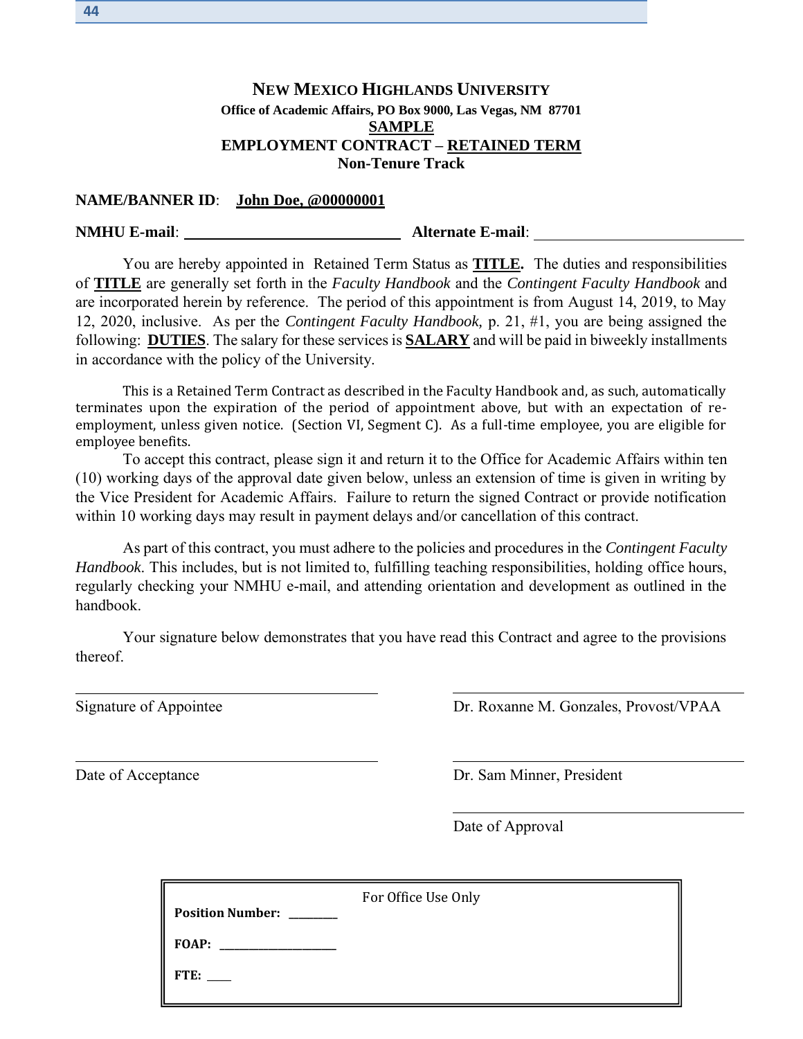# **New Mexico Highlands University**

**Office of Academic Affairs, PO Box 9000, Las Vegas, NM 87701**

**SAMPLE**

**EMPLOYMENT CONTRACT – RETAINED TERM**

**Non-Tenure Track**

**NAME/BANNER ID**: **John Doe, @00000001**

**NMHU E-mail**: ______________________________ **Alternate E-mail**: ______________________________

You are hereby appointed in Retained Term Status as **TITLE.** The duties and responsibilities of **TITLE** are generally set forth in the *Faculty Handbook* and the *Contingent Faculty Handbook* and are incorporated herein by reference. The period of this appointment is from August 14, 2019, to May 12, 2020, inclusive. As per the *Contingent Faculty Handbook*, p. 21, #1, you are being assigned the following: **DUTIES**. The salary for these services is **SALARY** and will be paid in biweekly installments in accordance with the policy of the University.

This is a Retained Term Contract as described in the Faculty Handbook and, as such, automatically terminates upon the expiration of the period of appointment above, but with an expectation of re-employment, unless given notice. (Section VI, Segment C). As a full-time employee, you are eligible for employee benefits.

To accept this contract, please sign it and return it to the Office for Academic Affairs within ten (10) working days of the approval date given below, unless an extension of time is given in writing by the Vice President for Academic Affairs. Failure to return the signed Contract or provide notification within 10 working days may result in payment delays and/or cancellation of this contract.

As part of this contract, you must adhere to the policies and procedures in the *Contingent Faculty Handbook*. This includes, but is not limited to, fulfilling teaching responsibilities, holding office hours, regularly checking your NMHU e-mail, and attending orientation and development as outlined in the handbook.

Your signature below demonstrates that you have read this Contract and agree to the provisions thereof.

______________________________ ______________________________

Signature of Appointee Dr. Roxanne M. Gonzales, Provost/VPAA

______________________________ ______________________________

Date of Acceptance Dr. Sam Minner, President

______________________________

Date of Approval

For Office Use Only

**Position Number:** ________

**FOAP:** ____________________

**FTE:** ____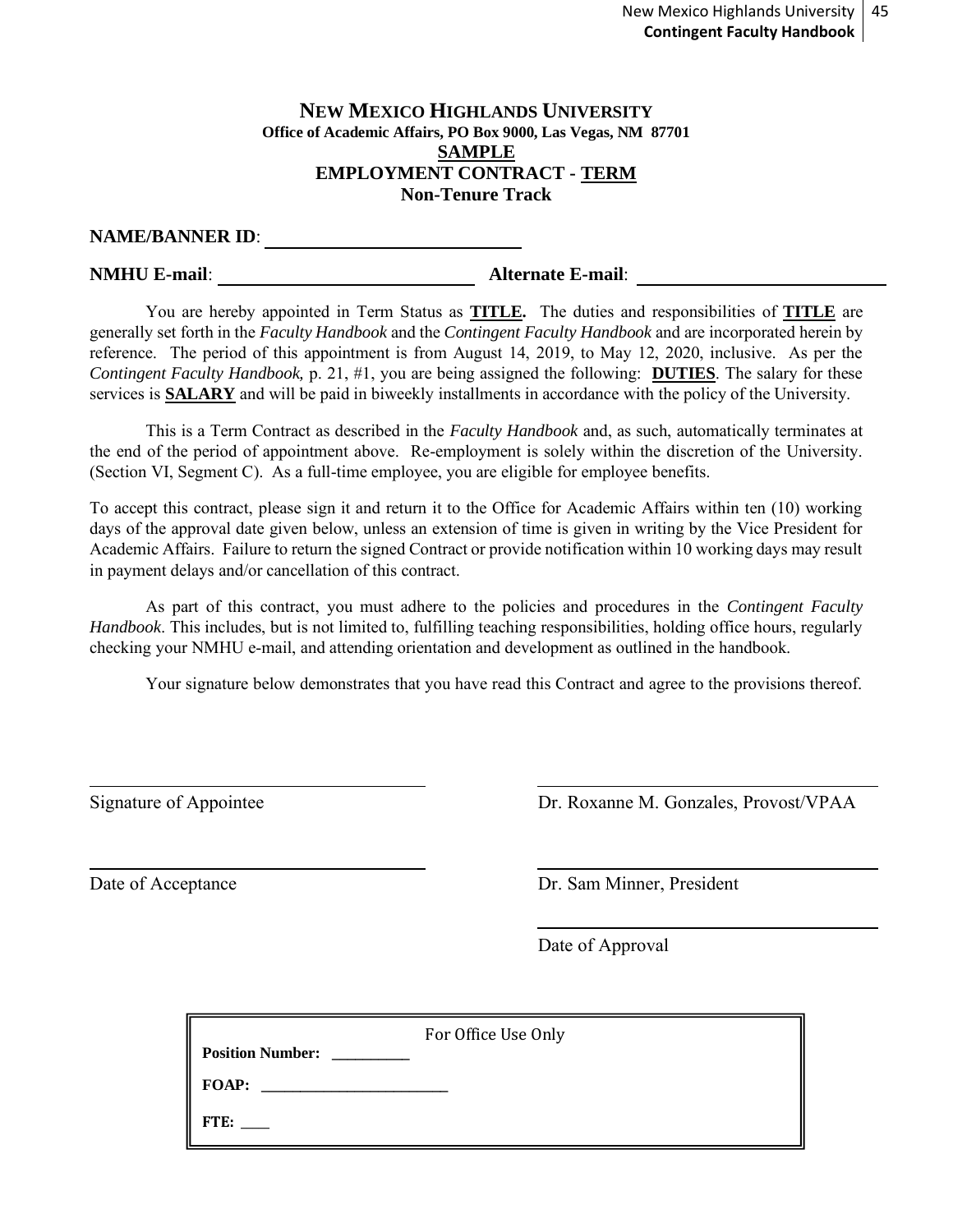# NEW MEXICO HIGHLANDS UNIVERSITY

**Office of Academic Affairs, PO Box 9000, Las Vegas, NM 87701**

**SAMPLE**

**EMPLOYMENT CONTRACT - TERM**

**Non-Tenure Track**

**NAME/BANNER ID**: ____________________________

**NMHU E-mail**: ____________________________ **Alternate E-mail**: ____________________________

You are hereby appointed in Term Status as **TITLE.** The duties and responsibilities of **TITLE** are generally set forth in the *Faculty Handbook* and the *Contingent Faculty Handbook* and are incorporated herein by reference. The period of this appointment is from August 14, 2019, to May 12, 2020, inclusive. As per the *Contingent Faculty Handbook,* p. 21, #1, you are being assigned the following: **DUTIES**. The salary for these services is **SALARY** and will be paid in biweekly installments in accordance with the policy of the University.

This is a Term Contract as described in the *Faculty Handbook* and, as such, automatically terminates at the end of the period of appointment above. Re-employment is solely within the discretion of the University. (Section VI, Segment C). As a full-time employee, you are eligible for employee benefits.

To accept this contract, please sign it and return it to the Office for Academic Affairs within ten (10) working days of the approval date given below, unless an extension of time is given in writing by the Vice President for Academic Affairs. Failure to return the signed Contract or provide notification within 10 working days may result in payment delays and/or cancellation of this contract.

As part of this contract, you must adhere to the policies and procedures in the *Contingent Faculty Handbook*. This includes, but is not limited to, fulfilling teaching responsibilities, holding office hours, regularly checking your NMHU e-mail, and attending orientation and development as outlined in the handbook.

Your signature below demonstrates that you have read this Contract and agree to the provisions thereof.

____________________________ Signature of Appointee

____________________________ Dr. Roxanne M. Gonzales, Provost/VPAA

____________________________ Date of Acceptance

____________________________ Dr. Sam Minner, President

____________________________ Date of Approval

For Office Use Only

**Position Number:** __________

**FOAP:** ________________________

**FTE:** ____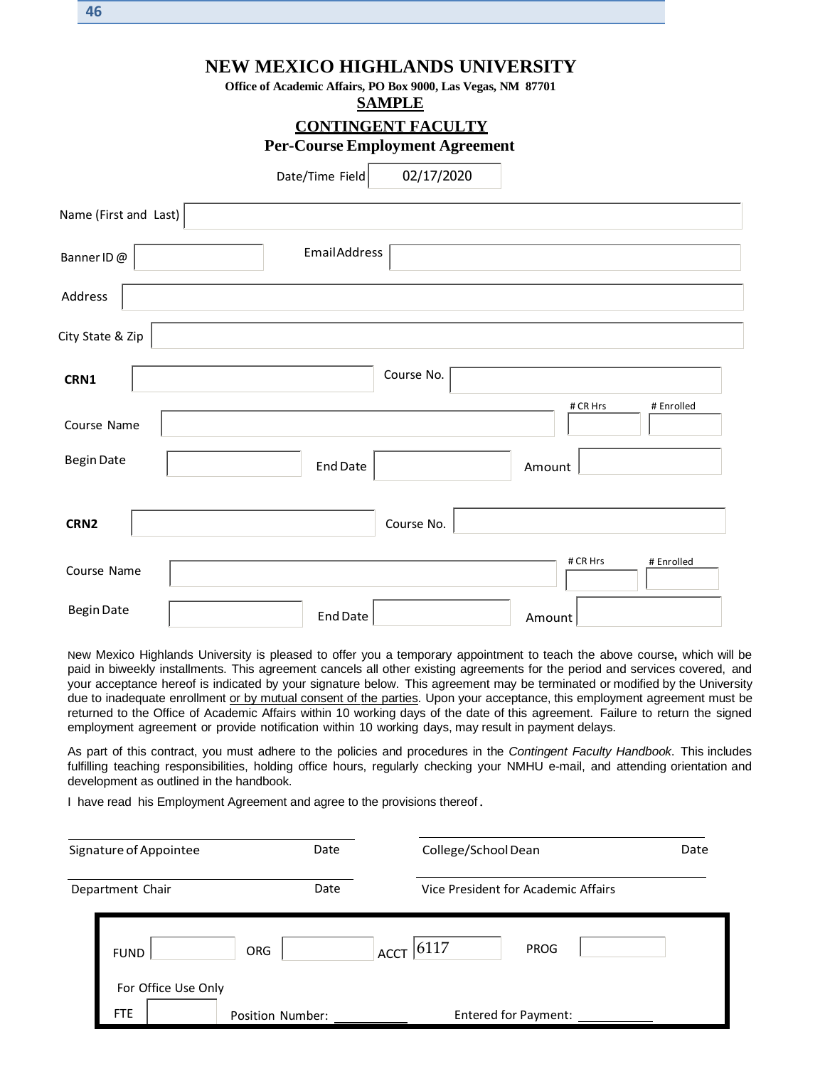# NEW MEXICO HIGHLANDS UNIVERSITY

**Office of Academic Affairs, PO Box 9000, Las Vegas, NM 87701**

**SAMPLE**

## CONTINGENT FACULTY

### Per-Course Employment Agreement

Date/Time Field 02/17/2020

Name (First and Last)

Banner ID @ Email Address

Address

City State & Zip

**CRN1** Course No.

Course Name # CR Hrs # Enrolled

Begin Date End Date Amount

**CRN2** Course No.

Course Name # CR Hrs # Enrolled

Begin Date End Date Amount

New Mexico Highlands University is pleased to offer you a temporary appointment to teach the above course**,** which will be paid in biweekly installments. This agreement cancels all other existing agreements for the period and services covered, and your acceptance hereof is indicated by your signature below. This agreement may be terminated or modified by the University due to inadequate enrollment or by mutual consent of the parties. Upon your acceptance, this employment agreement must be returned to the Office of Academic Affairs within 10 working days of the date of this agreement. Failure to return the signed employment agreement or provide notification within 10 working days, may result in payment delays.

As part of this contract, you must adhere to the policies and procedures in the *Contingent Faculty Handbook*. This includes fulfilling teaching responsibilities, holding office hours, regularly checking your NMHU e-mail, and attending orientation and development as outlined in the handbook.

I have read his Employment Agreement and agree to the provisions thereof.

Signature of Appointee Date College/School Dean Date

Department Chair Date Vice President for Academic Affairs

FUND ORG ACCT 6117 PROG

For Office Use Only

FTE Position Number: Entered for Payment: